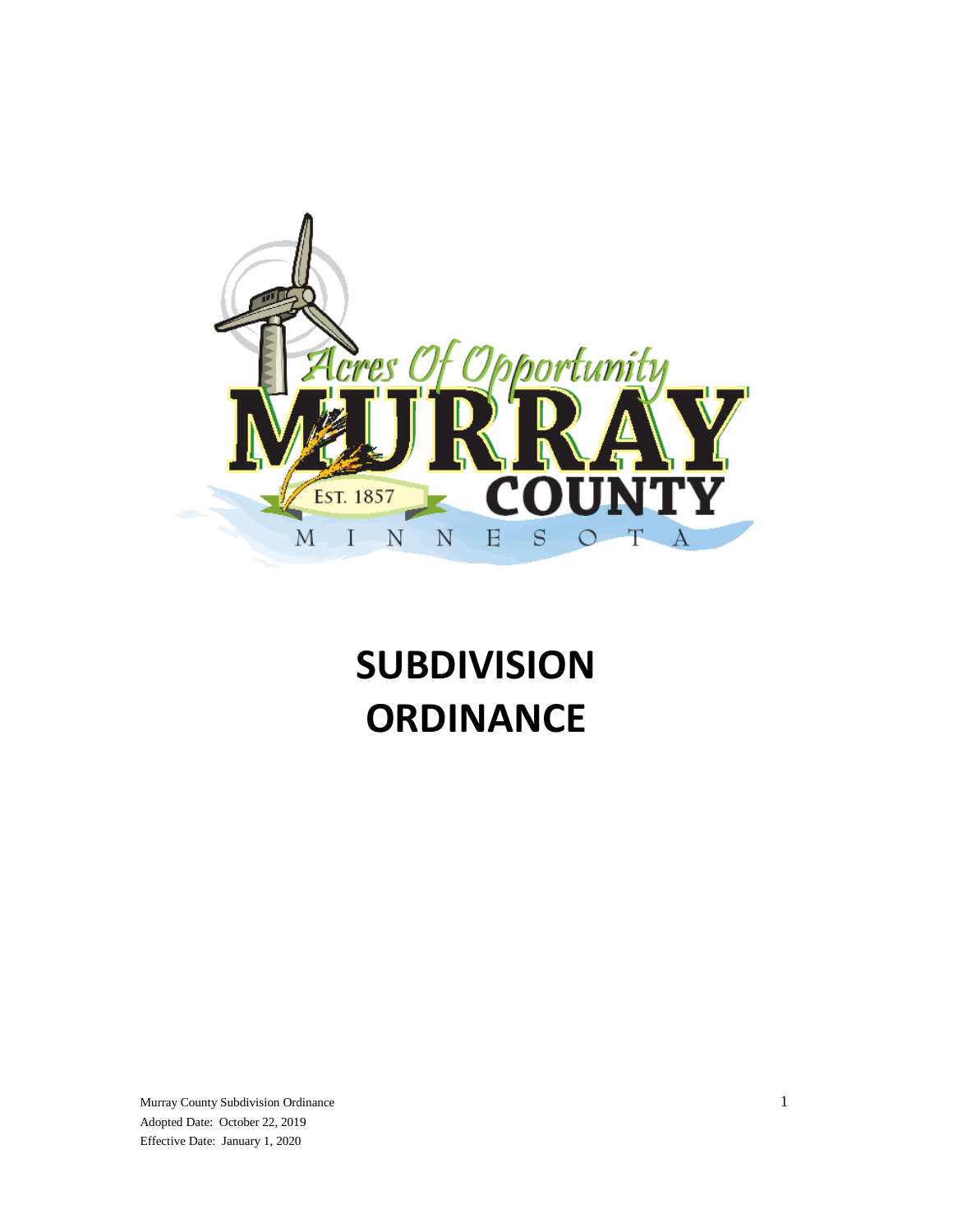# SUBDIVISION ORDINANCE

Murray County Subdivision Ordinance
Adopted Date: October 22, 2019
Effective Date: January 1, 2020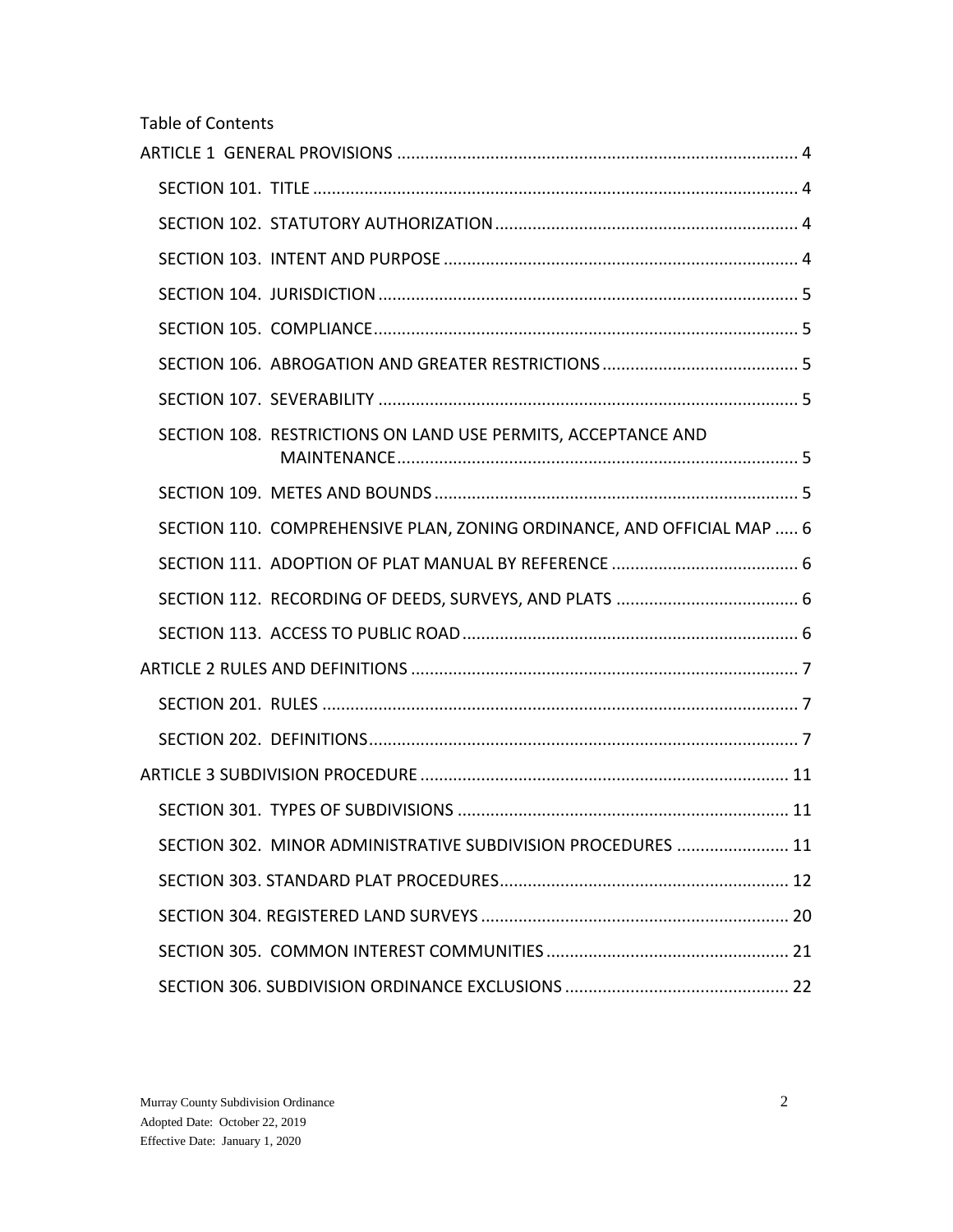Table of Contents

ARTICLE 1 GENERAL PROVISIONS ..... 4

- SECTION 101. TITLE ..... 4
- SECTION 102. STATUTORY AUTHORIZATION ..... 4
- SECTION 103. INTENT AND PURPOSE ..... 4
- SECTION 104. JURISDICTION ..... 5
- SECTION 105. COMPLIANCE ..... 5
- SECTION 106. ABROGATION AND GREATER RESTRICTIONS ..... 5
- SECTION 107. SEVERABILITY ..... 5
- SECTION 108. RESTRICTIONS ON LAND USE PERMITS, ACCEPTANCE AND MAINTENANCE ..... 5
- SECTION 109. METES AND BOUNDS ..... 5
- SECTION 110. COMPREHENSIVE PLAN, ZONING ORDINANCE, AND OFFICIAL MAP ..... 6
- SECTION 111. ADOPTION OF PLAT MANUAL BY REFERENCE ..... 6
- SECTION 112. RECORDING OF DEEDS, SURVEYS, AND PLATS ..... 6
- SECTION 113. ACCESS TO PUBLIC ROAD ..... 6

ARTICLE 2 RULES AND DEFINITIONS ..... 7

- SECTION 201. RULES ..... 7
- SECTION 202. DEFINITIONS ..... 7

ARTICLE 3 SUBDIVISION PROCEDURE ..... 11

- SECTION 301. TYPES OF SUBDIVISIONS ..... 11
- SECTION 302. MINOR ADMINISTRATIVE SUBDIVISION PROCEDURES ..... 11
- SECTION 303. STANDARD PLAT PROCEDURES ..... 12
- SECTION 304. REGISTERED LAND SURVEYS ..... 20
- SECTION 305. COMMON INTEREST COMMUNITIES ..... 21
- SECTION 306. SUBDIVISION ORDINANCE EXCLUSIONS ..... 22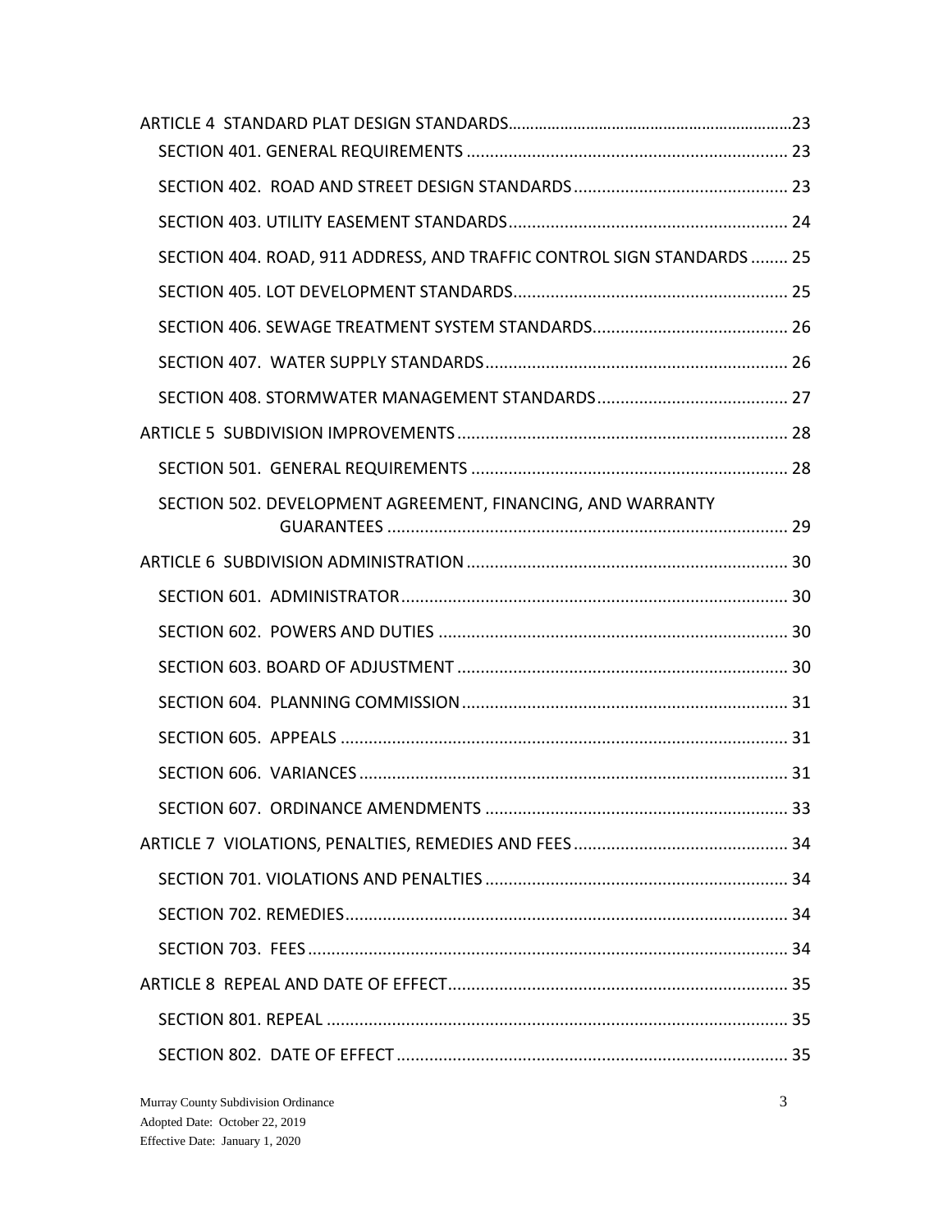ARTICLE 4 STANDARD PLAT DESIGN STANDARDS........................................................................23

SECTION 401. GENERAL REQUIREMENTS ..................................................................... 23

SECTION 402. ROAD AND STREET DESIGN STANDARDS .............................................. 23

SECTION 403. UTILITY EASEMENT STANDARDS............................................................ 24

SECTION 404. ROAD, 911 ADDRESS, AND TRAFFIC CONTROL SIGN STANDARDS ........ 25

SECTION 405. LOT DEVELOPMENT STANDARDS........................................................... 25

SECTION 406. SEWAGE TREATMENT SYSTEM STANDARDS.......................................... 26

SECTION 407. WATER SUPPLY STANDARDS ................................................................. 26

SECTION 408. STORMWATER MANAGEMENT STANDARDS.......................................... 27

ARTICLE 5 SUBDIVISION IMPROVEMENTS ....................................................................... 28

SECTION 501. GENERAL REQUIREMENTS .................................................................... 28

SECTION 502. DEVELOPMENT AGREEMENT, FINANCING, AND WARRANTY GUARANTEES ..................................................................................... 29

ARTICLE 6 SUBDIVISION ADMINISTRATION ..................................................................... 30

SECTION 601. ADMINISTRATOR................................................................................... 30

SECTION 602. POWERS AND DUTIES ........................................................................... 30

SECTION 603. BOARD OF ADJUSTMENT ....................................................................... 30

SECTION 604. PLANNING COMMISSION...................................................................... 31

SECTION 605. APPEALS ................................................................................................ 31

SECTION 606. VARIANCES............................................................................................ 31

SECTION 607. ORDINANCE AMENDMENTS ................................................................. 33

ARTICLE 7 VIOLATIONS, PENALTIES, REMEDIES AND FEES .............................................. 34

SECTION 701. VIOLATIONS AND PENALTIES ................................................................. 34

SECTION 702. REMEDIES.............................................................................................. 34

SECTION 703. FEES ....................................................................................................... 34

ARTICLE 8 REPEAL AND DATE OF EFFECT.......................................................................... 35

SECTION 801. REPEAL ................................................................................................... 35

SECTION 802. DATE OF EFFECT .................................................................................... 35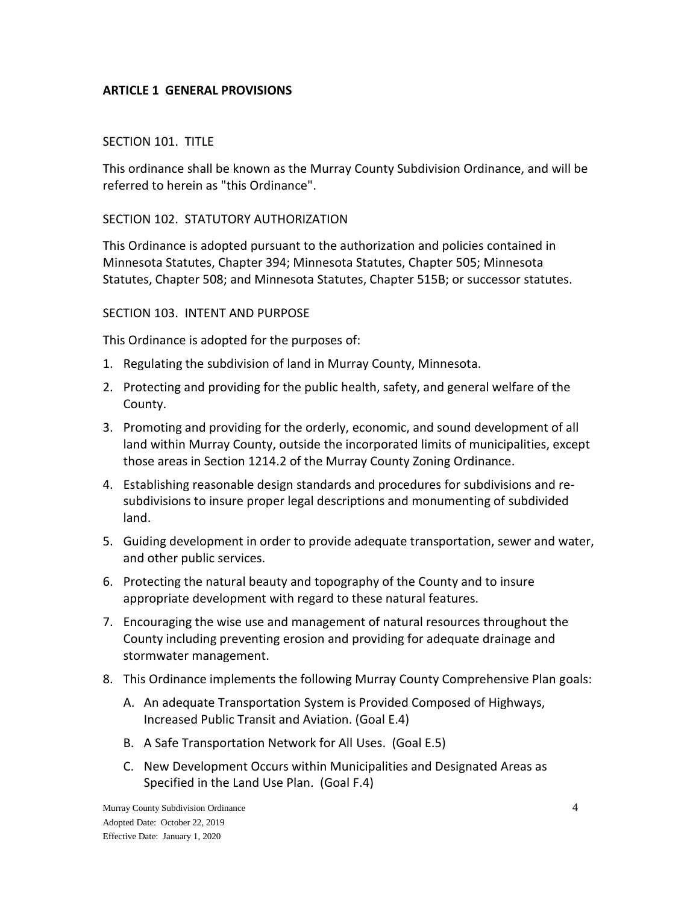## ARTICLE 1 GENERAL PROVISIONS

### SECTION 101. TITLE

This ordinance shall be known as the Murray County Subdivision Ordinance, and will be referred to herein as "this Ordinance".

### SECTION 102. STATUTORY AUTHORIZATION

This Ordinance is adopted pursuant to the authorization and policies contained in Minnesota Statutes, Chapter 394; Minnesota Statutes, Chapter 505; Minnesota Statutes, Chapter 508; and Minnesota Statutes, Chapter 515B; or successor statutes.

### SECTION 103. INTENT AND PURPOSE

This Ordinance is adopted for the purposes of:

1. Regulating the subdivision of land in Murray County, Minnesota.
2. Protecting and providing for the public health, safety, and general welfare of the County.
3. Promoting and providing for the orderly, economic, and sound development of all land within Murray County, outside the incorporated limits of municipalities, except those areas in Section 1214.2 of the Murray County Zoning Ordinance.
4. Establishing reasonable design standards and procedures for subdivisions and re-subdivisions to insure proper legal descriptions and monumenting of subdivided land.
5. Guiding development in order to provide adequate transportation, sewer and water, and other public services.
6. Protecting the natural beauty and topography of the County and to insure appropriate development with regard to these natural features.
7. Encouraging the wise use and management of natural resources throughout the County including preventing erosion and providing for adequate drainage and stormwater management.
8. This Ordinance implements the following Murray County Comprehensive Plan goals:
   A. An adequate Transportation System is Provided Composed of Highways, Increased Public Transit and Aviation. (Goal E.4)
   B. A Safe Transportation Network for All Uses. (Goal E.5)
   C. New Development Occurs within Municipalities and Designated Areas as Specified in the Land Use Plan. (Goal F.4)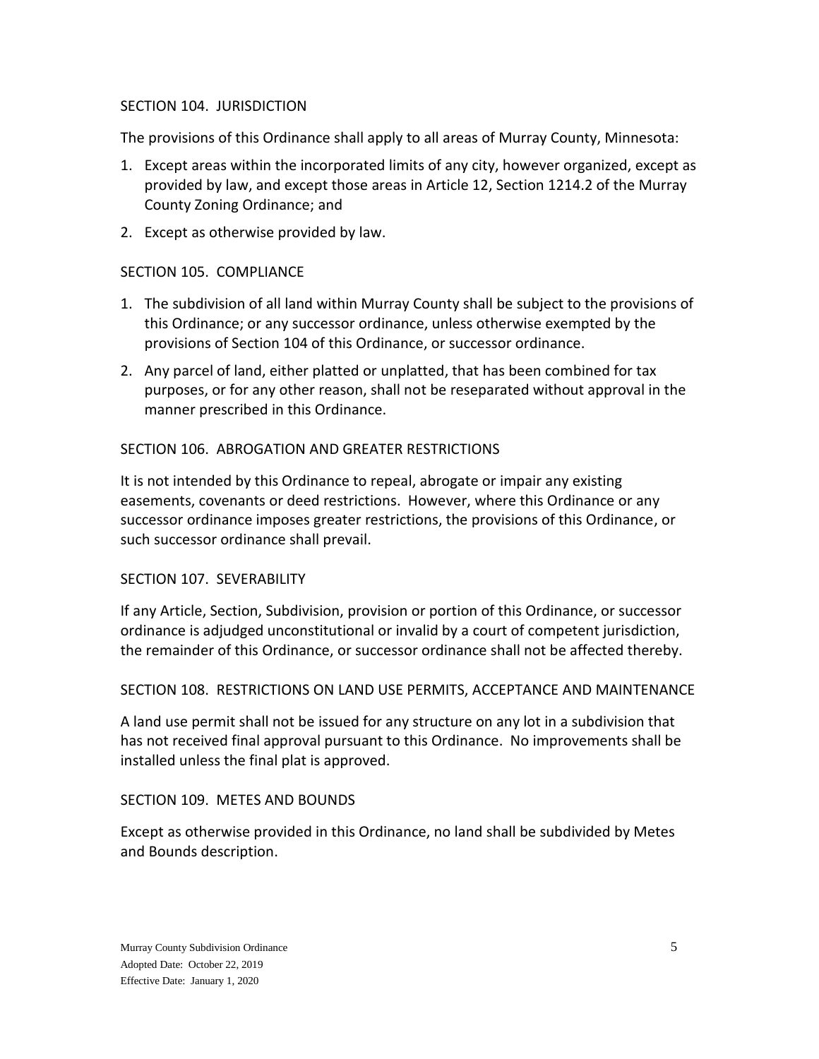## SECTION 104. JURISDICTION

The provisions of this Ordinance shall apply to all areas of Murray County, Minnesota:

1. Except areas within the incorporated limits of any city, however organized, except as provided by law, and except those areas in Article 12, Section 1214.2 of the Murray County Zoning Ordinance; and
2. Except as otherwise provided by law.

## SECTION 105. COMPLIANCE

1. The subdivision of all land within Murray County shall be subject to the provisions of this Ordinance; or any successor ordinance, unless otherwise exempted by the provisions of Section 104 of this Ordinance, or successor ordinance.
2. Any parcel of land, either platted or unplatted, that has been combined for tax purposes, or for any other reason, shall not be reseparated without approval in the manner prescribed in this Ordinance.

## SECTION 106. ABROGATION AND GREATER RESTRICTIONS

It is not intended by this Ordinance to repeal, abrogate or impair any existing easements, covenants or deed restrictions. However, where this Ordinance or any successor ordinance imposes greater restrictions, the provisions of this Ordinance, or such successor ordinance shall prevail.

## SECTION 107. SEVERABILITY

If any Article, Section, Subdivision, provision or portion of this Ordinance, or successor ordinance is adjudged unconstitutional or invalid by a court of competent jurisdiction, the remainder of this Ordinance, or successor ordinance shall not be affected thereby.

## SECTION 108. RESTRICTIONS ON LAND USE PERMITS, ACCEPTANCE AND MAINTENANCE

A land use permit shall not be issued for any structure on any lot in a subdivision that has not received final approval pursuant to this Ordinance. No improvements shall be installed unless the final plat is approved.

## SECTION 109. METES AND BOUNDS

Except as otherwise provided in this Ordinance, no land shall be subdivided by Metes and Bounds description.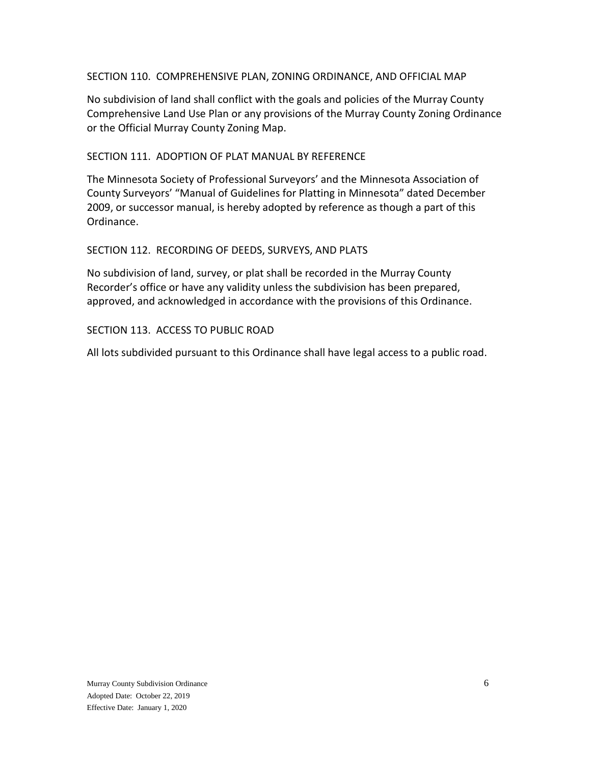## SECTION 110. COMPREHENSIVE PLAN, ZONING ORDINANCE, AND OFFICIAL MAP

No subdivision of land shall conflict with the goals and policies of the Murray County Comprehensive Land Use Plan or any provisions of the Murray County Zoning Ordinance or the Official Murray County Zoning Map.

## SECTION 111. ADOPTION OF PLAT MANUAL BY REFERENCE

The Minnesota Society of Professional Surveyors' and the Minnesota Association of County Surveyors' "Manual of Guidelines for Platting in Minnesota" dated December 2009, or successor manual, is hereby adopted by reference as though a part of this Ordinance.

## SECTION 112. RECORDING OF DEEDS, SURVEYS, AND PLATS

No subdivision of land, survey, or plat shall be recorded in the Murray County Recorder's office or have any validity unless the subdivision has been prepared, approved, and acknowledged in accordance with the provisions of this Ordinance.

## SECTION 113. ACCESS TO PUBLIC ROAD

All lots subdivided pursuant to this Ordinance shall have legal access to a public road.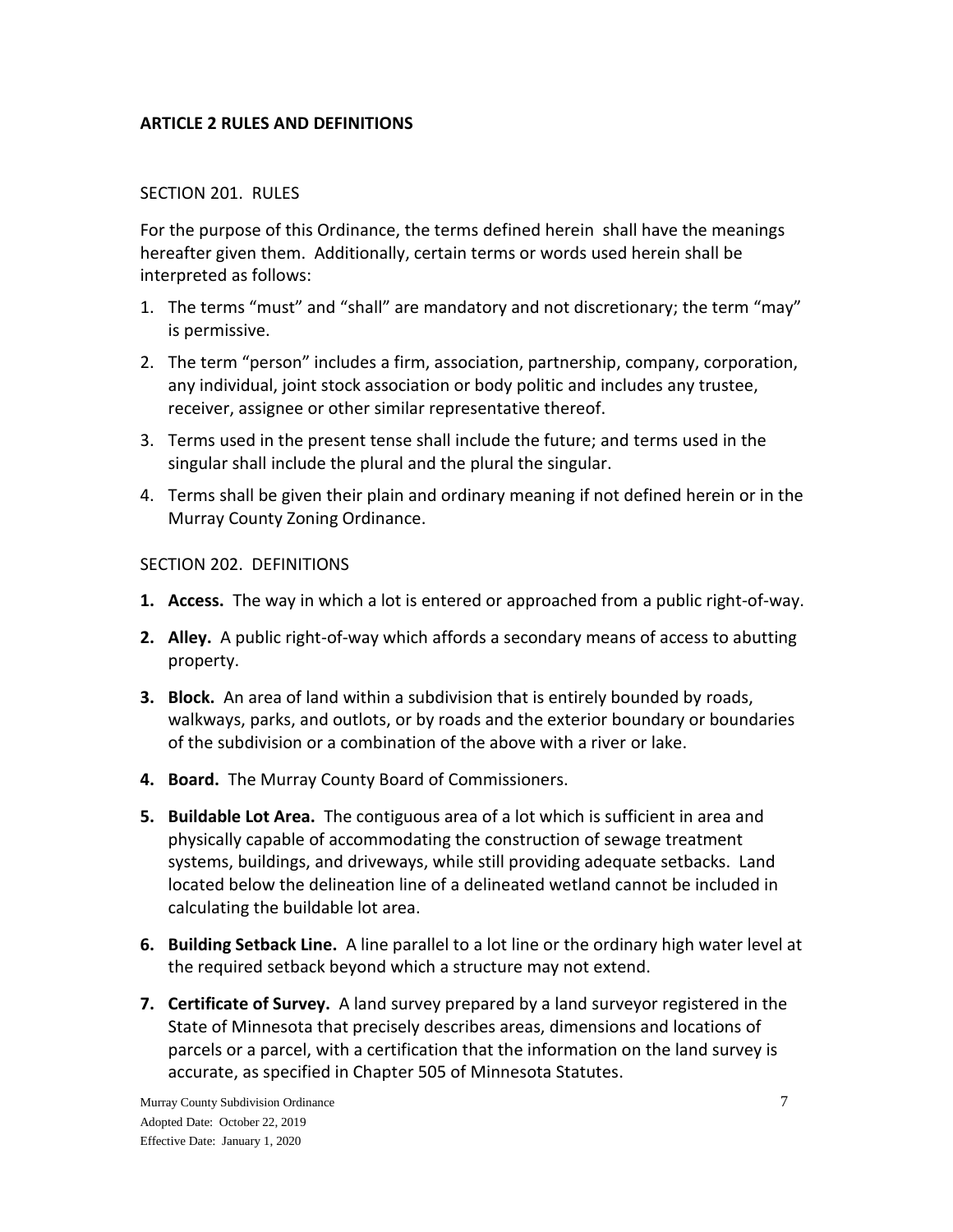## ARTICLE 2 RULES AND DEFINITIONS

### SECTION 201. RULES

For the purpose of this Ordinance, the terms defined herein shall have the meanings hereafter given them. Additionally, certain terms or words used herein shall be interpreted as follows:

1. The terms "must" and "shall" are mandatory and not discretionary; the term "may" is permissive.
2. The term "person" includes a firm, association, partnership, company, corporation, any individual, joint stock association or body politic and includes any trustee, receiver, assignee or other similar representative thereof.
3. Terms used in the present tense shall include the future; and terms used in the singular shall include the plural and the plural the singular.
4. Terms shall be given their plain and ordinary meaning if not defined herein or in the Murray County Zoning Ordinance.

### SECTION 202. DEFINITIONS

1. **Access.** The way in which a lot is entered or approached from a public right-of-way.
2. **Alley.** A public right-of-way which affords a secondary means of access to abutting property.
3. **Block.** An area of land within a subdivision that is entirely bounded by roads, walkways, parks, and outlots, or by roads and the exterior boundary or boundaries of the subdivision or a combination of the above with a river or lake.
4. **Board.** The Murray County Board of Commissioners.
5. **Buildable Lot Area.** The contiguous area of a lot which is sufficient in area and physically capable of accommodating the construction of sewage treatment systems, buildings, and driveways, while still providing adequate setbacks. Land located below the delineation line of a delineated wetland cannot be included in calculating the buildable lot area.
6. **Building Setback Line.** A line parallel to a lot line or the ordinary high water level at the required setback beyond which a structure may not extend.
7. **Certificate of Survey.** A land survey prepared by a land surveyor registered in the State of Minnesota that precisely describes areas, dimensions and locations of parcels or a parcel, with a certification that the information on the land survey is accurate, as specified in Chapter 505 of Minnesota Statutes.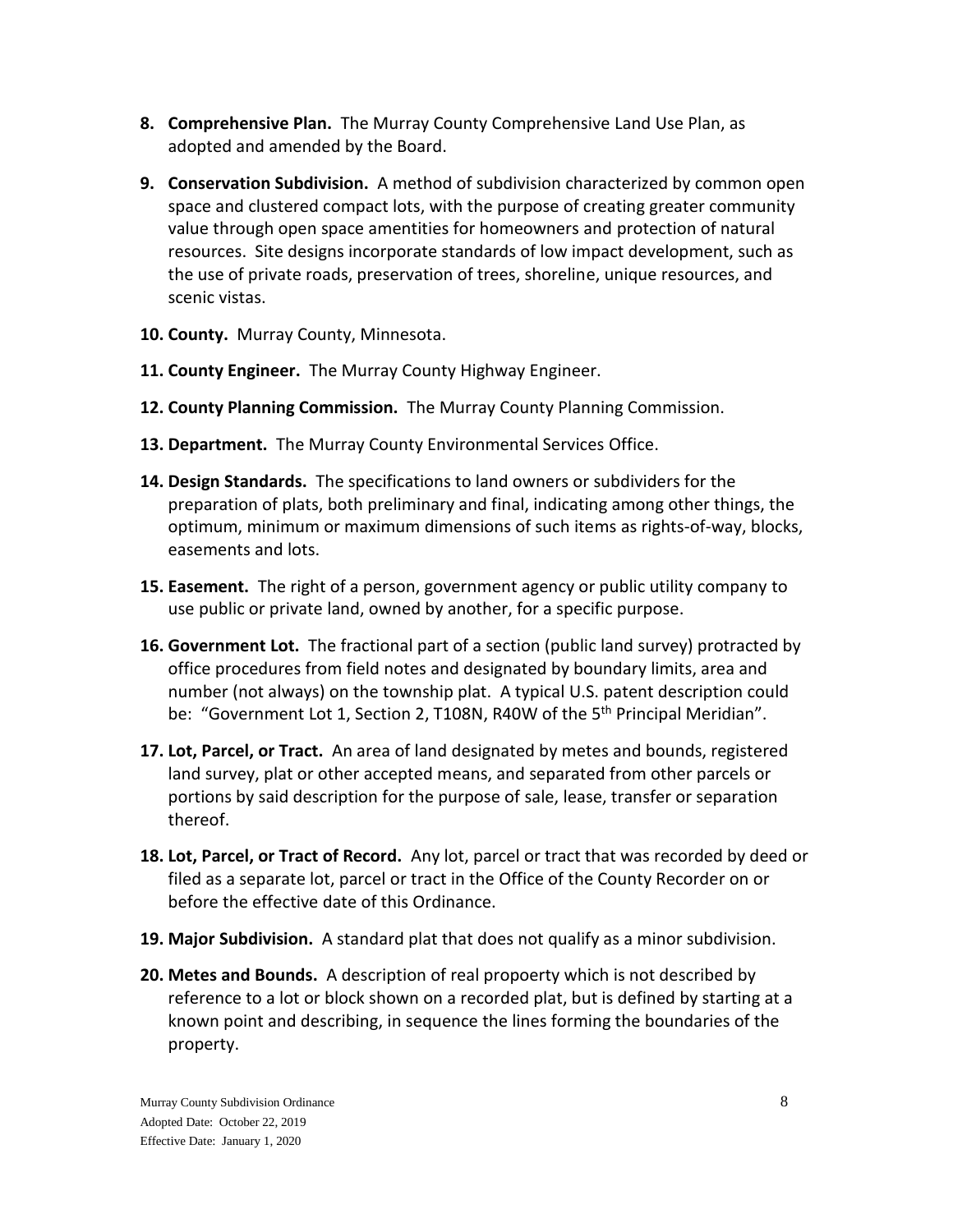8. **Comprehensive Plan.** The Murray County Comprehensive Land Use Plan, as adopted and amended by the Board.

9. **Conservation Subdivision.** A method of subdivision characterized by common open space and clustered compact lots, with the purpose of creating greater community value through open space amentities for homeowners and protection of natural resources. Site designs incorporate standards of low impact development, such as the use of private roads, preservation of trees, shoreline, unique resources, and scenic vistas.

10. **County.** Murray County, Minnesota.

11. **County Engineer.** The Murray County Highway Engineer.

12. **County Planning Commission.** The Murray County Planning Commission.

13. **Department.** The Murray County Environmental Services Office.

14. **Design Standards.** The specifications to land owners or subdividers for the preparation of plats, both preliminary and final, indicating among other things, the optimum, minimum or maximum dimensions of such items as rights-of-way, blocks, easements and lots.

15. **Easement.** The right of a person, government agency or public utility company to use public or private land, owned by another, for a specific purpose.

16. **Government Lot.** The fractional part of a section (public land survey) protracted by office procedures from field notes and designated by boundary limits, area and number (not always) on the township plat. A typical U.S. patent description could be: "Government Lot 1, Section 2, T108N, R40W of the 5th Principal Meridian".

17. **Lot, Parcel, or Tract.** An area of land designated by metes and bounds, registered land survey, plat or other accepted means, and separated from other parcels or portions by said description for the purpose of sale, lease, transfer or separation thereof.

18. **Lot, Parcel, or Tract of Record.** Any lot, parcel or tract that was recorded by deed or filed as a separate lot, parcel or tract in the Office of the County Recorder on or before the effective date of this Ordinance.

19. **Major Subdivision.** A standard plat that does not qualify as a minor subdivision.

20. **Metes and Bounds.** A description of real propoerty which is not described by reference to a lot or block shown on a recorded plat, but is defined by starting at a known point and describing, in sequence the lines forming the boundaries of the property.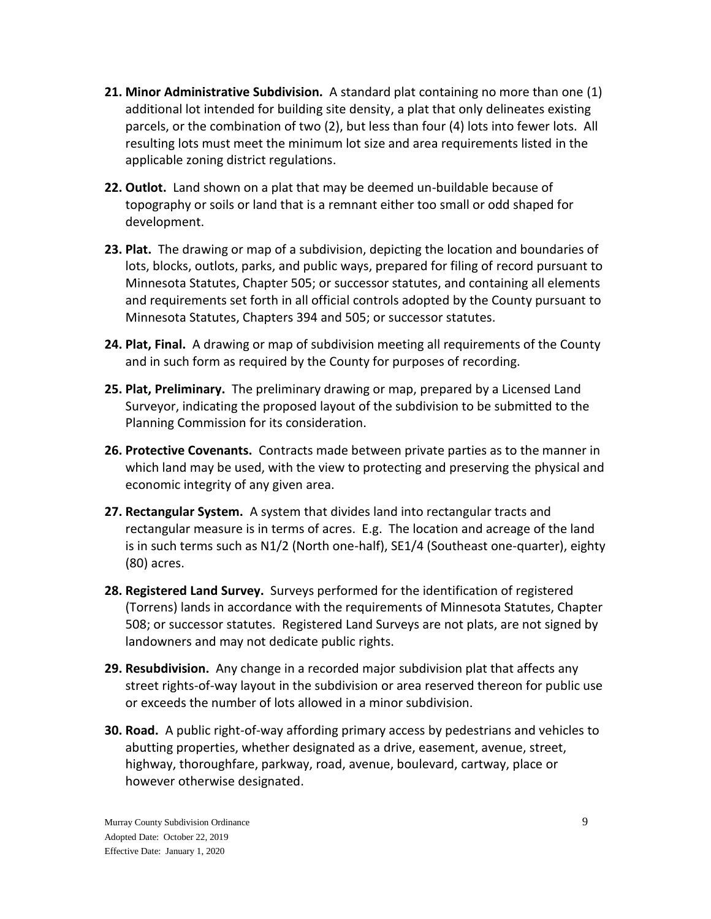21. **Minor Administrative Subdivision.** A standard plat containing no more than one (1) additional lot intended for building site density, a plat that only delineates existing parcels, or the combination of two (2), but less than four (4) lots into fewer lots. All resulting lots must meet the minimum lot size and area requirements listed in the applicable zoning district regulations.

22. **Outlot.** Land shown on a plat that may be deemed un-buildable because of topography or soils or land that is a remnant either too small or odd shaped for development.

23. **Plat.** The drawing or map of a subdivision, depicting the location and boundaries of lots, blocks, outlots, parks, and public ways, prepared for filing of record pursuant to Minnesota Statutes, Chapter 505; or successor statutes, and containing all elements and requirements set forth in all official controls adopted by the County pursuant to Minnesota Statutes, Chapters 394 and 505; or successor statutes.

24. **Plat, Final.** A drawing or map of subdivision meeting all requirements of the County and in such form as required by the County for purposes of recording.

25. **Plat, Preliminary.** The preliminary drawing or map, prepared by a Licensed Land Surveyor, indicating the proposed layout of the subdivision to be submitted to the Planning Commission for its consideration.

26. **Protective Covenants.** Contracts made between private parties as to the manner in which land may be used, with the view to protecting and preserving the physical and economic integrity of any given area.

27. **Rectangular System.** A system that divides land into rectangular tracts and rectangular measure is in terms of acres. E.g. The location and acreage of the land is in such terms such as N1/2 (North one-half), SE1/4 (Southeast one-quarter), eighty (80) acres.

28. **Registered Land Survey.** Surveys performed for the identification of registered (Torrens) lands in accordance with the requirements of Minnesota Statutes, Chapter 508; or successor statutes. Registered Land Surveys are not plats, are not signed by landowners and may not dedicate public rights.

29. **Resubdivision.** Any change in a recorded major subdivision plat that affects any street rights-of-way layout in the subdivision or area reserved thereon for public use or exceeds the number of lots allowed in a minor subdivision.

30. **Road.** A public right-of-way affording primary access by pedestrians and vehicles to abutting properties, whether designated as a drive, easement, avenue, street, highway, thoroughfare, parkway, road, avenue, boulevard, cartway, place or however otherwise designated.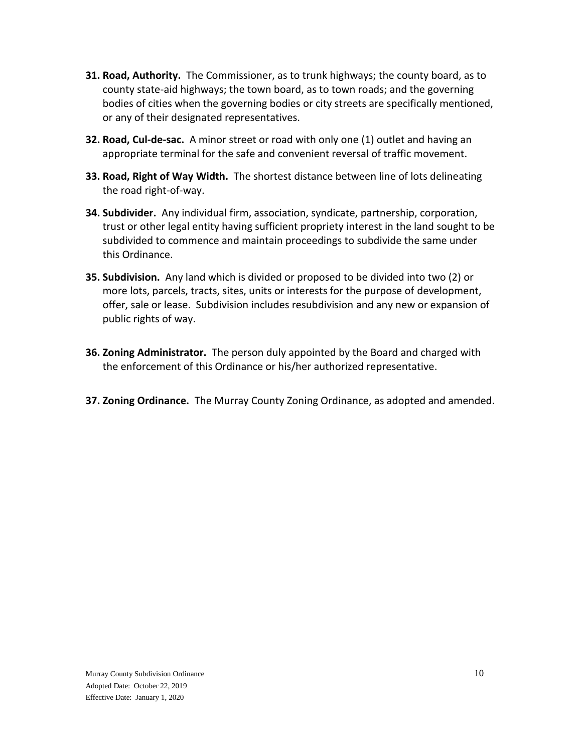**31. Road, Authority.** The Commissioner, as to trunk highways; the county board, as to county state-aid highways; the town board, as to town roads; and the governing bodies of cities when the governing bodies or city streets are specifically mentioned, or any of their designated representatives.

**32. Road, Cul-de-sac.** A minor street or road with only one (1) outlet and having an appropriate terminal for the safe and convenient reversal of traffic movement.

**33. Road, Right of Way Width.** The shortest distance between line of lots delineating the road right-of-way.

**34. Subdivider.** Any individual firm, association, syndicate, partnership, corporation, trust or other legal entity having sufficient propriety interest in the land sought to be subdivided to commence and maintain proceedings to subdivide the same under this Ordinance.

**35. Subdivision.** Any land which is divided or proposed to be divided into two (2) or more lots, parcels, tracts, sites, units or interests for the purpose of development, offer, sale or lease. Subdivision includes resubdivision and any new or expansion of public rights of way.

**36. Zoning Administrator.** The person duly appointed by the Board and charged with the enforcement of this Ordinance or his/her authorized representative.

**37. Zoning Ordinance.** The Murray County Zoning Ordinance, as adopted and amended.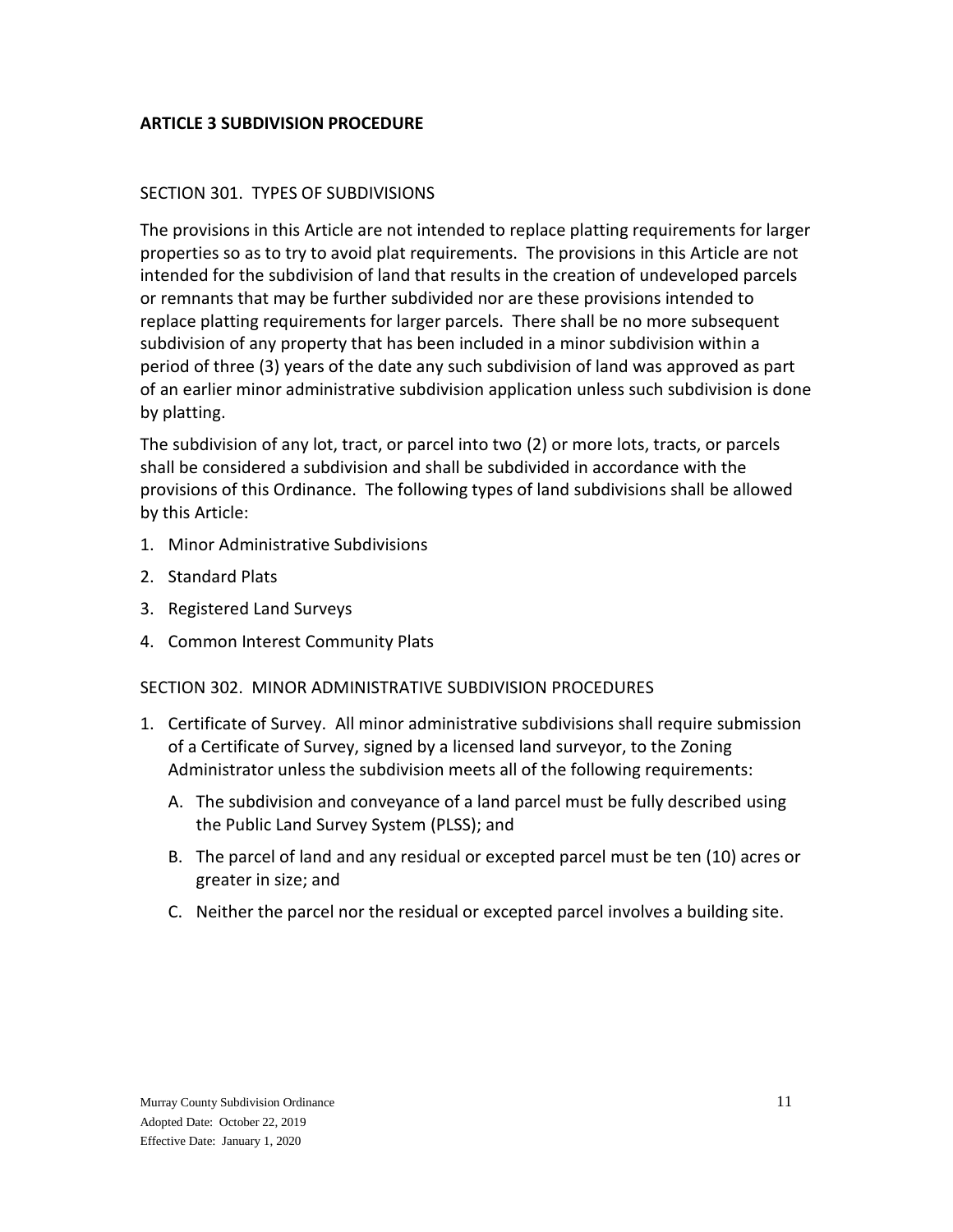## ARTICLE 3 SUBDIVISION PROCEDURE

### SECTION 301. TYPES OF SUBDIVISIONS

The provisions in this Article are not intended to replace platting requirements for larger properties so as to try to avoid plat requirements. The provisions in this Article are not intended for the subdivision of land that results in the creation of undeveloped parcels or remnants that may be further subdivided nor are these provisions intended to replace platting requirements for larger parcels. There shall be no more subsequent subdivision of any property that has been included in a minor subdivision within a period of three (3) years of the date any such subdivision of land was approved as part of an earlier minor administrative subdivision application unless such subdivision is done by platting.

The subdivision of any lot, tract, or parcel into two (2) or more lots, tracts, or parcels shall be considered a subdivision and shall be subdivided in accordance with the provisions of this Ordinance. The following types of land subdivisions shall be allowed by this Article:

1. Minor Administrative Subdivisions
2. Standard Plats
3. Registered Land Surveys
4. Common Interest Community Plats

### SECTION 302. MINOR ADMINISTRATIVE SUBDIVISION PROCEDURES

1. Certificate of Survey. All minor administrative subdivisions shall require submission of a Certificate of Survey, signed by a licensed land surveyor, to the Zoning Administrator unless the subdivision meets all of the following requirements:
   A. The subdivision and conveyance of a land parcel must be fully described using the Public Land Survey System (PLSS); and
   B. The parcel of land and any residual or excepted parcel must be ten (10) acres or greater in size; and
   C. Neither the parcel nor the residual or excepted parcel involves a building site.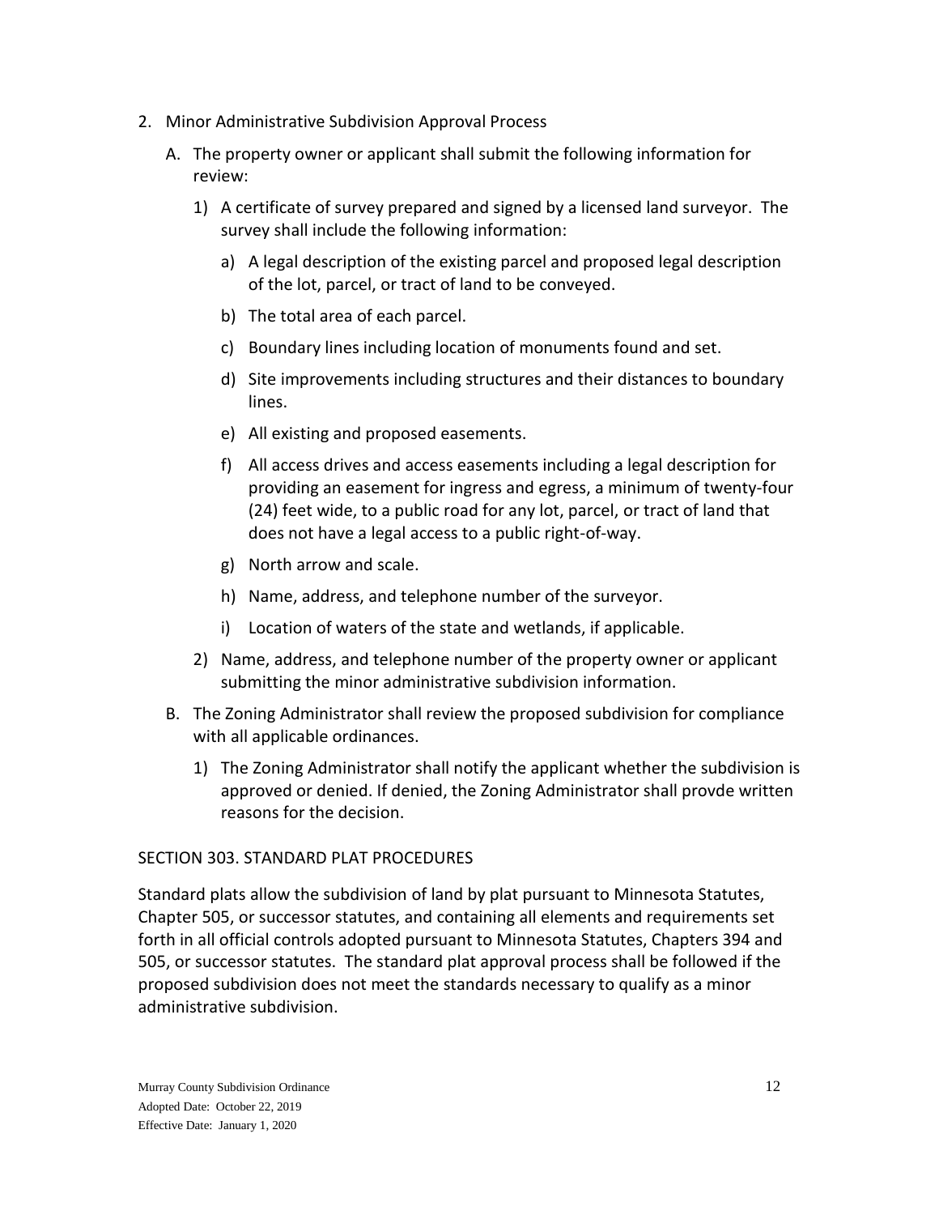2. Minor Administrative Subdivision Approval Process

   A. The property owner or applicant shall submit the following information for review:

      1) A certificate of survey prepared and signed by a licensed land surveyor. The survey shall include the following information:

         a) A legal description of the existing parcel and proposed legal description of the lot, parcel, or tract of land to be conveyed.

         b) The total area of each parcel.

         c) Boundary lines including location of monuments found and set.

         d) Site improvements including structures and their distances to boundary lines.

         e) All existing and proposed easements.

         f) All access drives and access easements including a legal description for providing an easement for ingress and egress, a minimum of twenty-four (24) feet wide, to a public road for any lot, parcel, or tract of land that does not have a legal access to a public right-of-way.

         g) North arrow and scale.

         h) Name, address, and telephone number of the surveyor.

         i) Location of waters of the state and wetlands, if applicable.

      2) Name, address, and telephone number of the property owner or applicant submitting the minor administrative subdivision information.

   B. The Zoning Administrator shall review the proposed subdivision for compliance with all applicable ordinances.

      1) The Zoning Administrator shall notify the applicant whether the subdivision is approved or denied. If denied, the Zoning Administrator shall provde written reasons for the decision.

## SECTION 303. STANDARD PLAT PROCEDURES

Standard plats allow the subdivision of land by plat pursuant to Minnesota Statutes, Chapter 505, or successor statutes, and containing all elements and requirements set forth in all official controls adopted pursuant to Minnesota Statutes, Chapters 394 and 505, or successor statutes. The standard plat approval process shall be followed if the proposed subdivision does not meet the standards necessary to qualify as a minor administrative subdivision.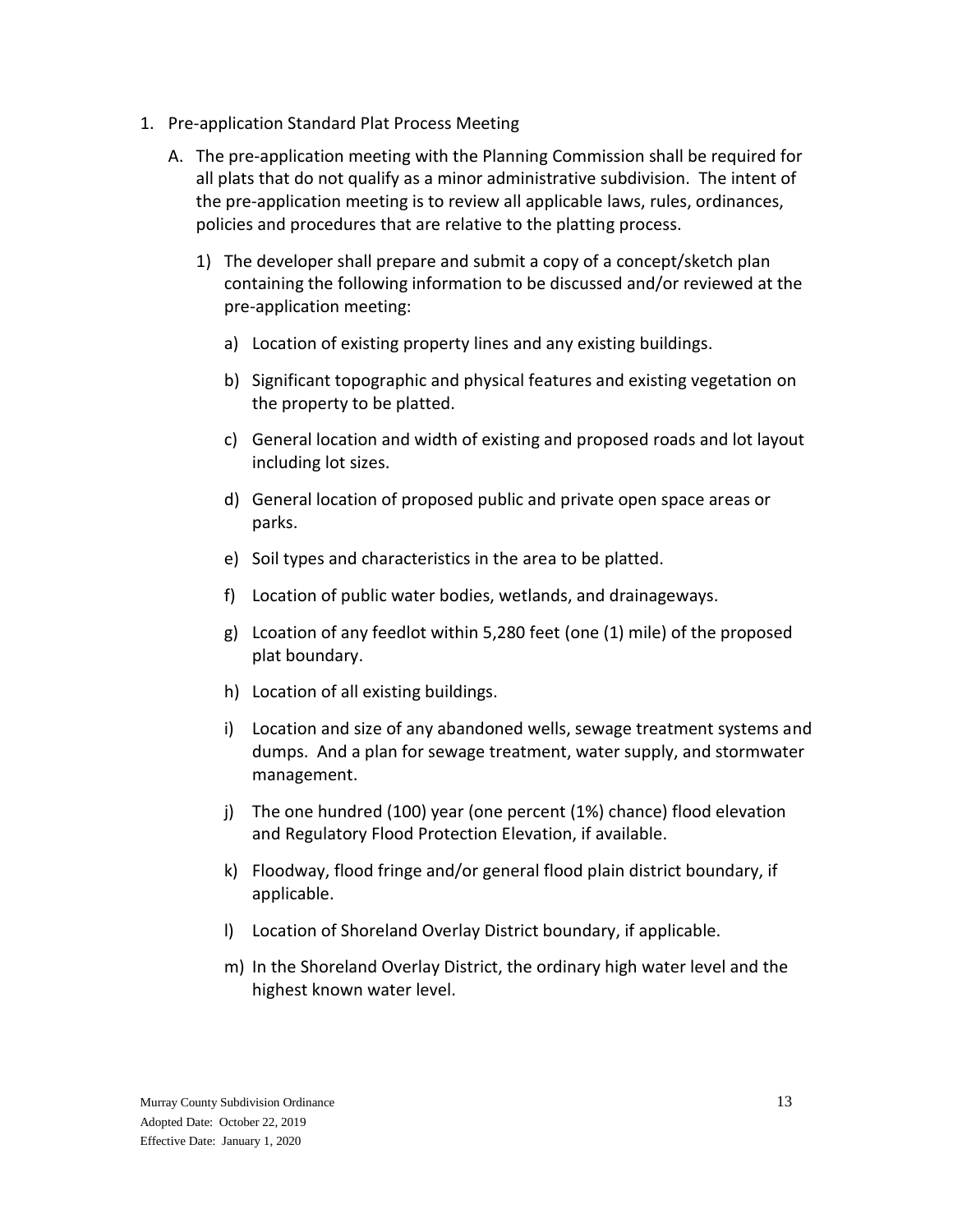1. Pre-application Standard Plat Process Meeting

   A. The pre-application meeting with the Planning Commission shall be required for all plats that do not qualify as a minor administrative subdivision. The intent of the pre-application meeting is to review all applicable laws, rules, ordinances, policies and procedures that are relative to the platting process.

      1) The developer shall prepare and submit a copy of a concept/sketch plan containing the following information to be discussed and/or reviewed at the pre-application meeting:

         a) Location of existing property lines and any existing buildings.

         b) Significant topographic and physical features and existing vegetation on the property to be platted.

         c) General location and width of existing and proposed roads and lot layout including lot sizes.

         d) General location of proposed public and private open space areas or parks.

         e) Soil types and characteristics in the area to be platted.

         f) Location of public water bodies, wetlands, and drainageways.

         g) Lcoation of any feedlot within 5,280 feet (one (1) mile) of the proposed plat boundary.

         h) Location of all existing buildings.

         i) Location and size of any abandoned wells, sewage treatment systems and dumps. And a plan for sewage treatment, water supply, and stormwater management.

         j) The one hundred (100) year (one percent (1%) chance) flood elevation and Regulatory Flood Protection Elevation, if available.

         k) Floodway, flood fringe and/or general flood plain district boundary, if applicable.

         l) Location of Shoreland Overlay District boundary, if applicable.

         m) In the Shoreland Overlay District, the ordinary high water level and the highest known water level.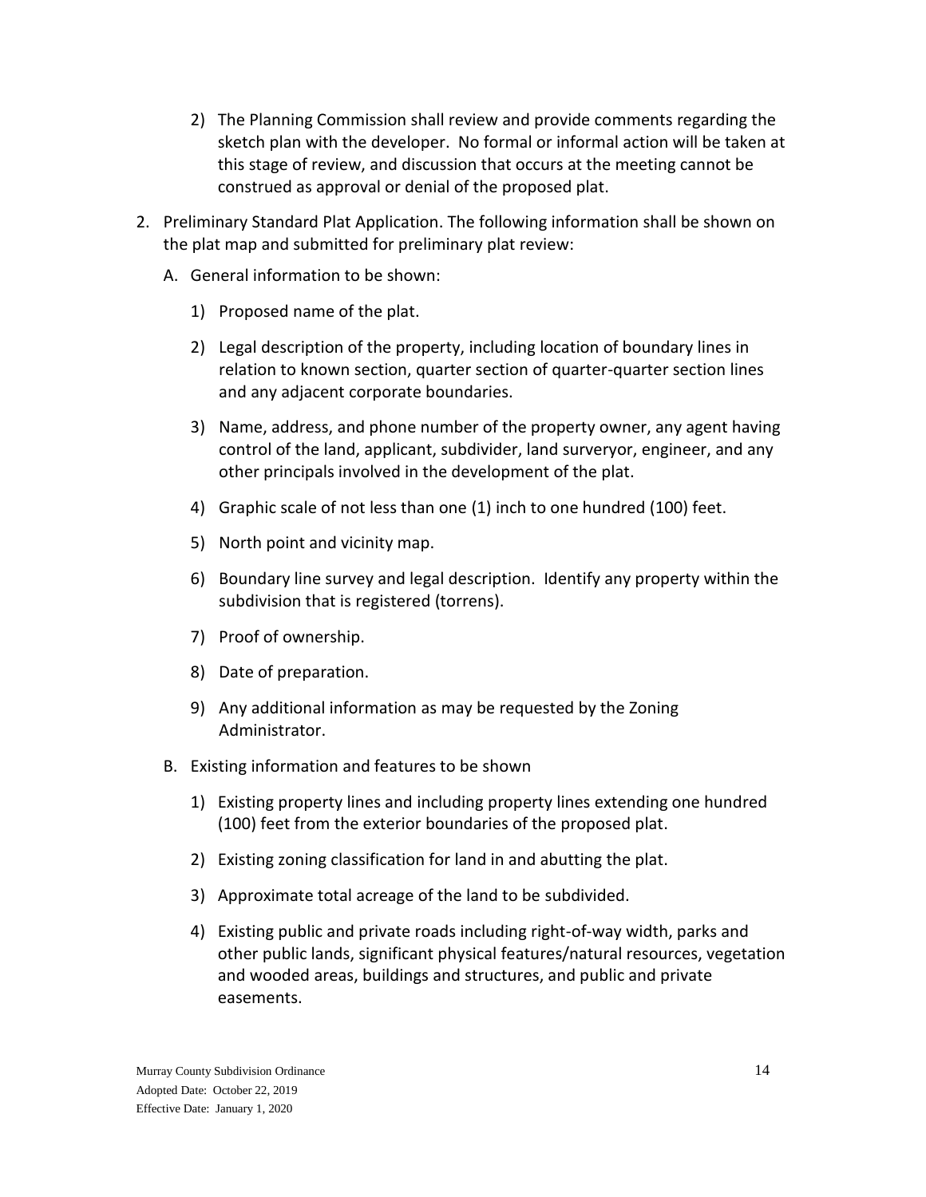2) The Planning Commission shall review and provide comments regarding the sketch plan with the developer. No formal or informal action will be taken at this stage of review, and discussion that occurs at the meeting cannot be construed as approval or denial of the proposed plat.

2. Preliminary Standard Plat Application. The following information shall be shown on the plat map and submitted for preliminary plat review:

   A. General information to be shown:

      1) Proposed name of the plat.

      2) Legal description of the property, including location of boundary lines in relation to known section, quarter section of quarter-quarter section lines and any adjacent corporate boundaries.

      3) Name, address, and phone number of the property owner, any agent having control of the land, applicant, subdivider, land surveryor, engineer, and any other principals involved in the development of the plat.

      4) Graphic scale of not less than one (1) inch to one hundred (100) feet.

      5) North point and vicinity map.

      6) Boundary line survey and legal description. Identify any property within the subdivision that is registered (torrens).

      7) Proof of ownership.

      8) Date of preparation.

      9) Any additional information as may be requested by the Zoning Administrator.

   B. Existing information and features to be shown

      1) Existing property lines and including property lines extending one hundred (100) feet from the exterior boundaries of the proposed plat.

      2) Existing zoning classification for land in and abutting the plat.

      3) Approximate total acreage of the land to be subdivided.

      4) Existing public and private roads including right-of-way width, parks and other public lands, significant physical features/natural resources, vegetation and wooded areas, buildings and structures, and public and private easements.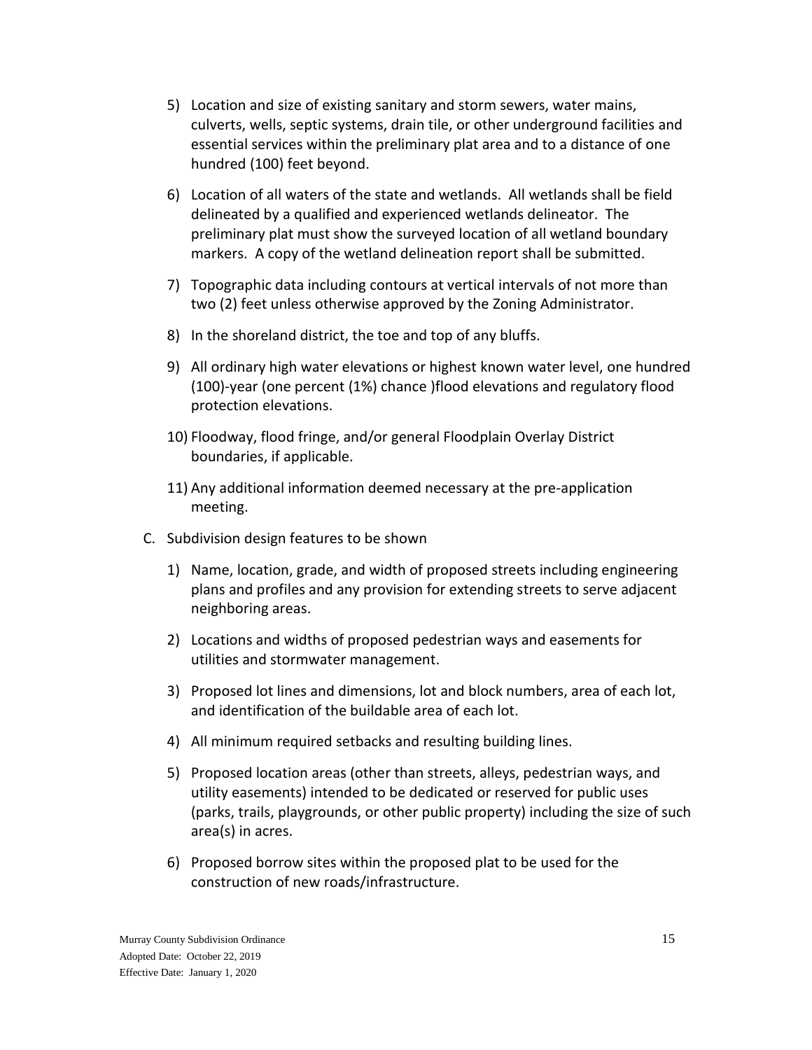5) Location and size of existing sanitary and storm sewers, water mains, culverts, wells, septic systems, drain tile, or other underground facilities and essential services within the preliminary plat area and to a distance of one hundred (100) feet beyond.

6) Location of all waters of the state and wetlands. All wetlands shall be field delineated by a qualified and experienced wetlands delineator. The preliminary plat must show the surveyed location of all wetland boundary markers. A copy of the wetland delineation report shall be submitted.

7) Topographic data including contours at vertical intervals of not more than two (2) feet unless otherwise approved by the Zoning Administrator.

8) In the shoreland district, the toe and top of any bluffs.

9) All ordinary high water elevations or highest known water level, one hundred (100)-year (one percent (1%) chance )flood elevations and regulatory flood protection elevations.

10) Floodway, flood fringe, and/or general Floodplain Overlay District boundaries, if applicable.

11) Any additional information deemed necessary at the pre-application meeting.

C. Subdivision design features to be shown

1) Name, location, grade, and width of proposed streets including engineering plans and profiles and any provision for extending streets to serve adjacent neighboring areas.

2) Locations and widths of proposed pedestrian ways and easements for utilities and stormwater management.

3) Proposed lot lines and dimensions, lot and block numbers, area of each lot, and identification of the buildable area of each lot.

4) All minimum required setbacks and resulting building lines.

5) Proposed location areas (other than streets, alleys, pedestrian ways, and utility easements) intended to be dedicated or reserved for public uses (parks, trails, playgrounds, or other public property) including the size of such area(s) in acres.

6) Proposed borrow sites within the proposed plat to be used for the construction of new roads/infrastructure.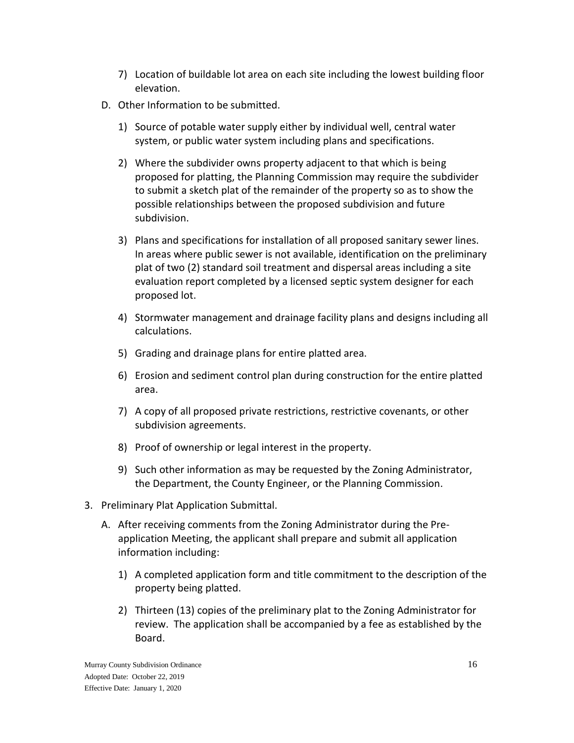7) Location of buildable lot area on each site including the lowest building floor elevation.

D. Other Information to be submitted.

1) Source of potable water supply either by individual well, central water system, or public water system including plans and specifications.

2) Where the subdivider owns property adjacent to that which is being proposed for platting, the Planning Commission may require the subdivider to submit a sketch plat of the remainder of the property so as to show the possible relationships between the proposed subdivision and future subdivision.

3) Plans and specifications for installation of all proposed sanitary sewer lines. In areas where public sewer is not available, identification on the preliminary plat of two (2) standard soil treatment and dispersal areas including a site evaluation report completed by a licensed septic system designer for each proposed lot.

4) Stormwater management and drainage facility plans and designs including all calculations.

5) Grading and drainage plans for entire platted area.

6) Erosion and sediment control plan during construction for the entire platted area.

7) A copy of all proposed private restrictions, restrictive covenants, or other subdivision agreements.

8) Proof of ownership or legal interest in the property.

9) Such other information as may be requested by the Zoning Administrator, the Department, the County Engineer, or the Planning Commission.

3. Preliminary Plat Application Submittal.

A. After receiving comments from the Zoning Administrator during the Pre-application Meeting, the applicant shall prepare and submit all application information including:

1) A completed application form and title commitment to the description of the property being platted.

2) Thirteen (13) copies of the preliminary plat to the Zoning Administrator for review. The application shall be accompanied by a fee as established by the Board.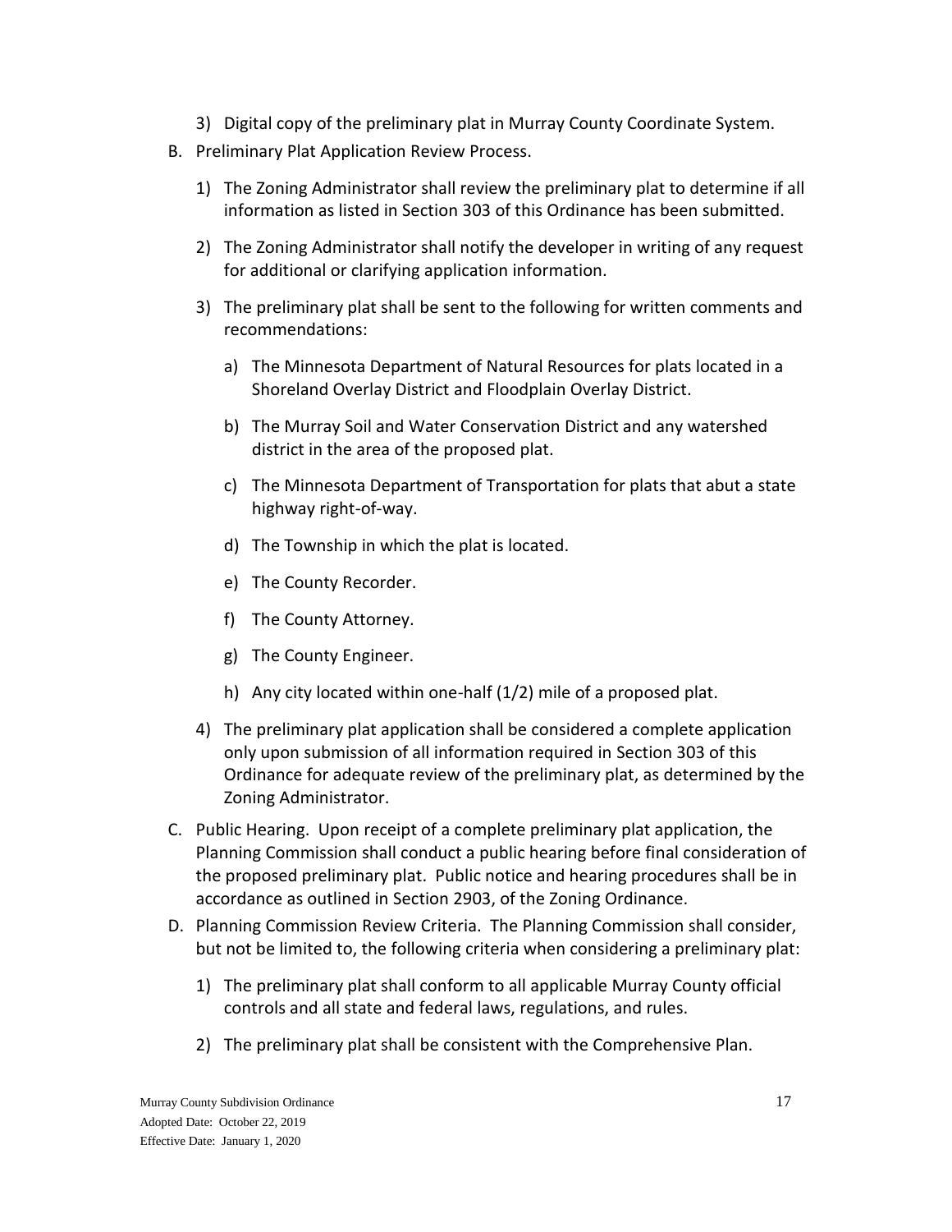3) Digital copy of the preliminary plat in Murray County Coordinate System.

B. Preliminary Plat Application Review Process.

   1) The Zoning Administrator shall review the preliminary plat to determine if all information as listed in Section 303 of this Ordinance has been submitted.

   2) The Zoning Administrator shall notify the developer in writing of any request for additional or clarifying application information.

   3) The preliminary plat shall be sent to the following for written comments and recommendations:

      a) The Minnesota Department of Natural Resources for plats located in a Shoreland Overlay District and Floodplain Overlay District.

      b) The Murray Soil and Water Conservation District and any watershed district in the area of the proposed plat.

      c) The Minnesota Department of Transportation for plats that abut a state highway right-of-way.

      d) The Township in which the plat is located.

      e) The County Recorder.

      f) The County Attorney.

      g) The County Engineer.

      h) Any city located within one-half (1/2) mile of a proposed plat.

   4) The preliminary plat application shall be considered a complete application only upon submission of all information required in Section 303 of this Ordinance for adequate review of the preliminary plat, as determined by the Zoning Administrator.

C. Public Hearing. Upon receipt of a complete preliminary plat application, the Planning Commission shall conduct a public hearing before final consideration of the proposed preliminary plat. Public notice and hearing procedures shall be in accordance as outlined in Section 2903, of the Zoning Ordinance.

D. Planning Commission Review Criteria. The Planning Commission shall consider, but not be limited to, the following criteria when considering a preliminary plat:

   1) The preliminary plat shall conform to all applicable Murray County official controls and all state and federal laws, regulations, and rules.

   2) The preliminary plat shall be consistent with the Comprehensive Plan.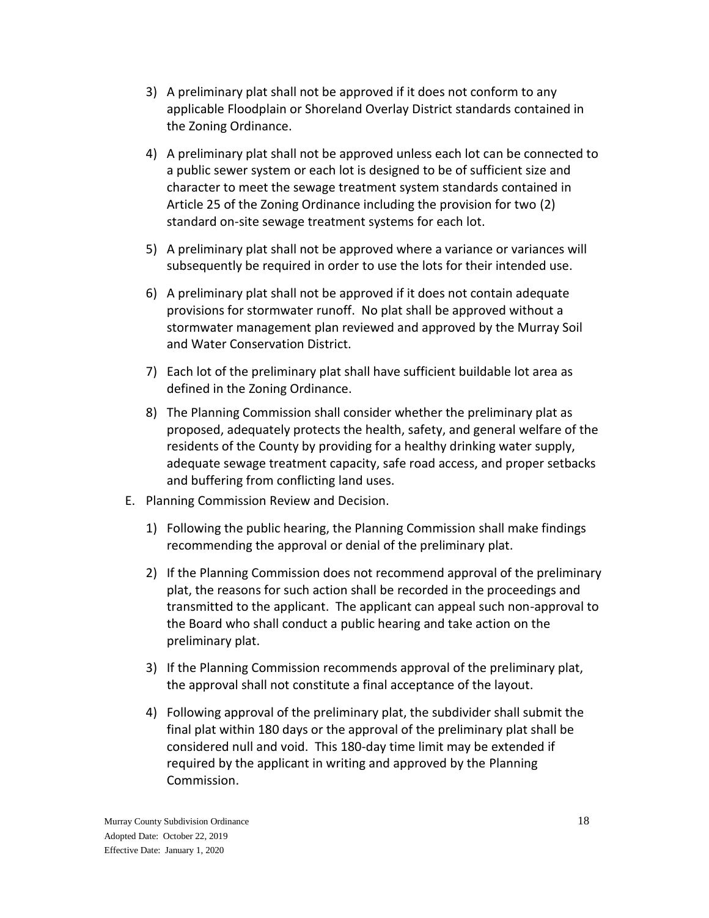3) A preliminary plat shall not be approved if it does not conform to any applicable Floodplain or Shoreland Overlay District standards contained in the Zoning Ordinance.

4) A preliminary plat shall not be approved unless each lot can be connected to a public sewer system or each lot is designed to be of sufficient size and character to meet the sewage treatment system standards contained in Article 25 of the Zoning Ordinance including the provision for two (2) standard on-site sewage treatment systems for each lot.

5) A preliminary plat shall not be approved where a variance or variances will subsequently be required in order to use the lots for their intended use.

6) A preliminary plat shall not be approved if it does not contain adequate provisions for stormwater runoff. No plat shall be approved without a stormwater management plan reviewed and approved by the Murray Soil and Water Conservation District.

7) Each lot of the preliminary plat shall have sufficient buildable lot area as defined in the Zoning Ordinance.

8) The Planning Commission shall consider whether the preliminary plat as proposed, adequately protects the health, safety, and general welfare of the residents of the County by providing for a healthy drinking water supply, adequate sewage treatment capacity, safe road access, and proper setbacks and buffering from conflicting land uses.

E. Planning Commission Review and Decision.

1) Following the public hearing, the Planning Commission shall make findings recommending the approval or denial of the preliminary plat.

2) If the Planning Commission does not recommend approval of the preliminary plat, the reasons for such action shall be recorded in the proceedings and transmitted to the applicant. The applicant can appeal such non-approval to the Board who shall conduct a public hearing and take action on the preliminary plat.

3) If the Planning Commission recommends approval of the preliminary plat, the approval shall not constitute a final acceptance of the layout.

4) Following approval of the preliminary plat, the subdivider shall submit the final plat within 180 days or the approval of the preliminary plat shall be considered null and void. This 180-day time limit may be extended if required by the applicant in writing and approved by the Planning Commission.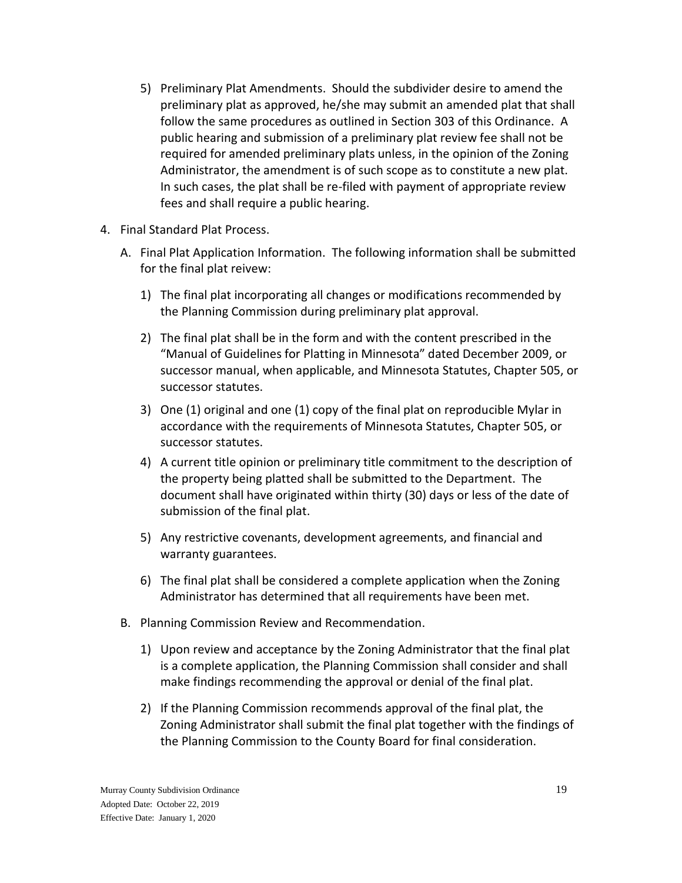5) Preliminary Plat Amendments. Should the subdivider desire to amend the preliminary plat as approved, he/she may submit an amended plat that shall follow the same procedures as outlined in Section 303 of this Ordinance. A public hearing and submission of a preliminary plat review fee shall not be required for amended preliminary plats unless, in the opinion of the Zoning Administrator, the amendment is of such scope as to constitute a new plat. In such cases, the plat shall be re-filed with payment of appropriate review fees and shall require a public hearing.

4. Final Standard Plat Process.

   A. Final Plat Application Information. The following information shall be submitted for the final plat reivew:

      1) The final plat incorporating all changes or modifications recommended by the Planning Commission during preliminary plat approval.

      2) The final plat shall be in the form and with the content prescribed in the "Manual of Guidelines for Platting in Minnesota" dated December 2009, or successor manual, when applicable, and Minnesota Statutes, Chapter 505, or successor statutes.

      3) One (1) original and one (1) copy of the final plat on reproducible Mylar in accordance with the requirements of Minnesota Statutes, Chapter 505, or successor statutes.

      4) A current title opinion or preliminary title commitment to the description of the property being platted shall be submitted to the Department. The document shall have originated within thirty (30) days or less of the date of submission of the final plat.

      5) Any restrictive covenants, development agreements, and financial and warranty guarantees.

      6) The final plat shall be considered a complete application when the Zoning Administrator has determined that all requirements have been met.

   B. Planning Commission Review and Recommendation.

      1) Upon review and acceptance by the Zoning Administrator that the final plat is a complete application, the Planning Commission shall consider and shall make findings recommending the approval or denial of the final plat.

      2) If the Planning Commission recommends approval of the final plat, the Zoning Administrator shall submit the final plat together with the findings of the Planning Commission to the County Board for final consideration.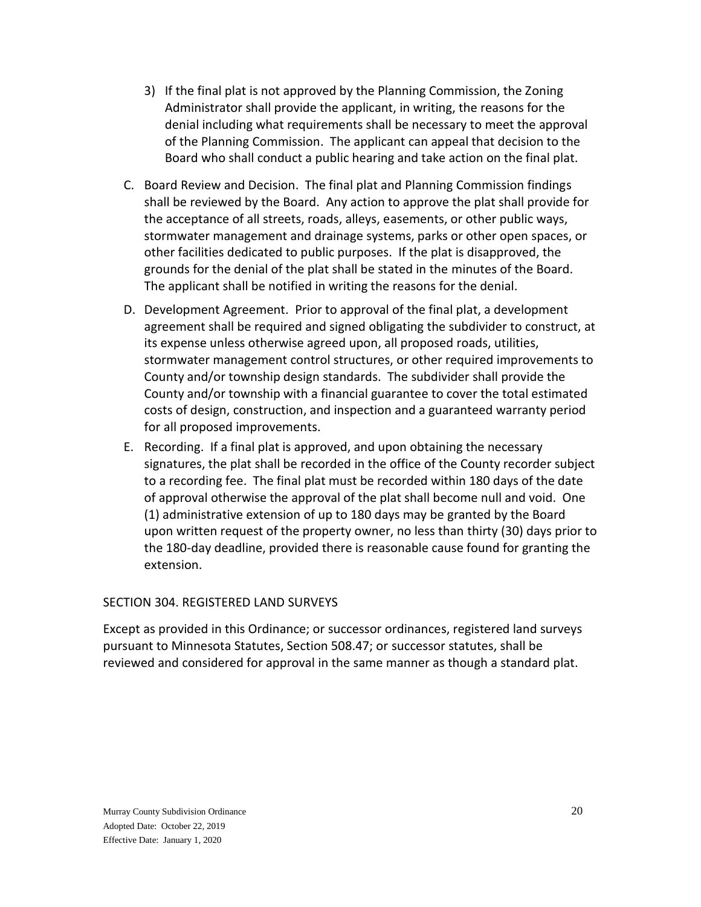3) If the final plat is not approved by the Planning Commission, the Zoning Administrator shall provide the applicant, in writing, the reasons for the denial including what requirements shall be necessary to meet the approval of the Planning Commission. The applicant can appeal that decision to the Board who shall conduct a public hearing and take action on the final plat.

C. Board Review and Decision. The final plat and Planning Commission findings shall be reviewed by the Board. Any action to approve the plat shall provide for the acceptance of all streets, roads, alleys, easements, or other public ways, stormwater management and drainage systems, parks or other open spaces, or other facilities dedicated to public purposes. If the plat is disapproved, the grounds for the denial of the plat shall be stated in the minutes of the Board. The applicant shall be notified in writing the reasons for the denial.

D. Development Agreement. Prior to approval of the final plat, a development agreement shall be required and signed obligating the subdivider to construct, at its expense unless otherwise agreed upon, all proposed roads, utilities, stormwater management control structures, or other required improvements to County and/or township design standards. The subdivider shall provide the County and/or township with a financial guarantee to cover the total estimated costs of design, construction, and inspection and a guaranteed warranty period for all proposed improvements.

E. Recording. If a final plat is approved, and upon obtaining the necessary signatures, the plat shall be recorded in the office of the County recorder subject to a recording fee. The final plat must be recorded within 180 days of the date of approval otherwise the approval of the plat shall become null and void. One (1) administrative extension of up to 180 days may be granted by the Board upon written request of the property owner, no less than thirty (30) days prior to the 180-day deadline, provided there is reasonable cause found for granting the extension.

## SECTION 304. REGISTERED LAND SURVEYS

Except as provided in this Ordinance; or successor ordinances, registered land surveys pursuant to Minnesota Statutes, Section 508.47; or successor statutes, shall be reviewed and considered for approval in the same manner as though a standard plat.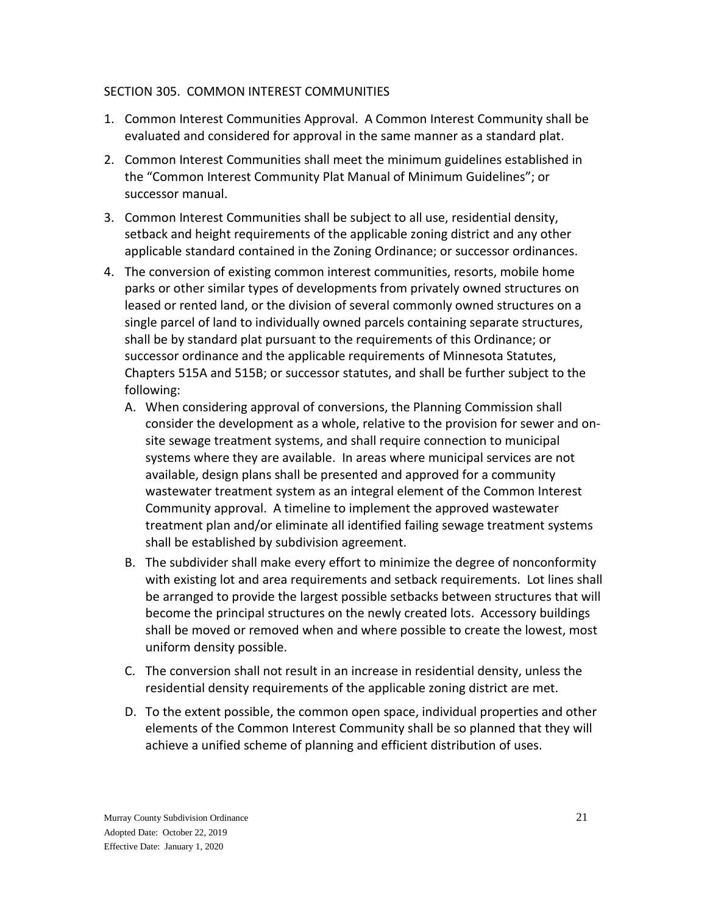## SECTION 305. COMMON INTEREST COMMUNITIES

1. Common Interest Communities Approval. A Common Interest Community shall be evaluated and considered for approval in the same manner as a standard plat.
2. Common Interest Communities shall meet the minimum guidelines established in the "Common Interest Community Plat Manual of Minimum Guidelines"; or successor manual.
3. Common Interest Communities shall be subject to all use, residential density, setback and height requirements of the applicable zoning district and any other applicable standard contained in the Zoning Ordinance; or successor ordinances.
4. The conversion of existing common interest communities, resorts, mobile home parks or other similar types of developments from privately owned structures on leased or rented land, or the division of several commonly owned structures on a single parcel of land to individually owned parcels containing separate structures, shall be by standard plat pursuant to the requirements of this Ordinance; or successor ordinance and the applicable requirements of Minnesota Statutes, Chapters 515A and 515B; or successor statutes, and shall be further subject to the following:
   - A. When considering approval of conversions, the Planning Commission shall consider the development as a whole, relative to the provision for sewer and on-site sewage treatment systems, and shall require connection to municipal systems where they are available. In areas where municipal services are not available, design plans shall be presented and approved for a community wastewater treatment system as an integral element of the Common Interest Community approval. A timeline to implement the approved wastewater treatment plan and/or eliminate all identified failing sewage treatment systems shall be established by subdivision agreement.
   - B. The subdivider shall make every effort to minimize the degree of nonconformity with existing lot and area requirements and setback requirements. Lot lines shall be arranged to provide the largest possible setbacks between structures that will become the principal structures on the newly created lots. Accessory buildings shall be moved or removed when and where possible to create the lowest, most uniform density possible.
   - C. The conversion shall not result in an increase in residential density, unless the residential density requirements of the applicable zoning district are met.
   - D. To the extent possible, the common open space, individual properties and other elements of the Common Interest Community shall be so planned that they will achieve a unified scheme of planning and efficient distribution of uses.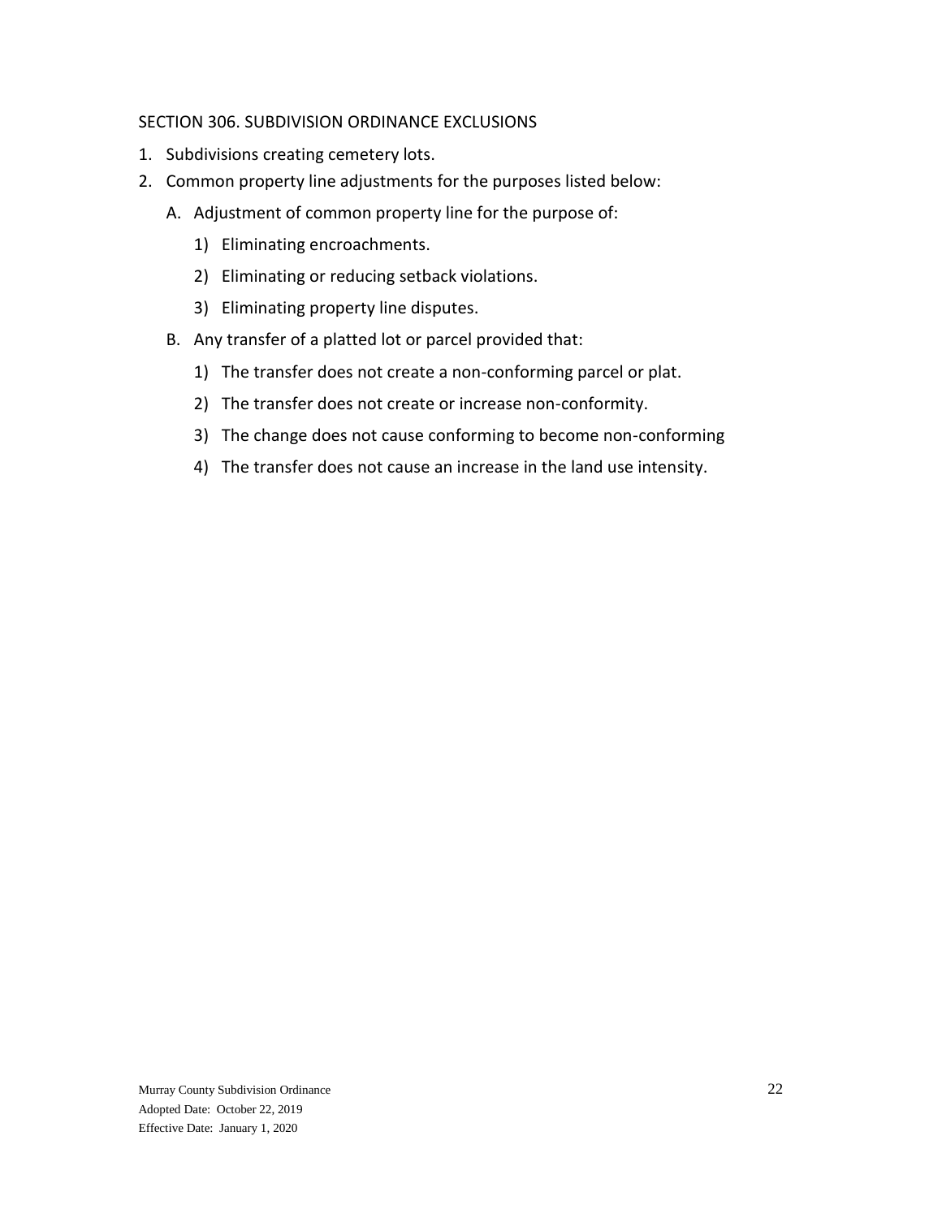## SECTION 306. SUBDIVISION ORDINANCE EXCLUSIONS

1. Subdivisions creating cemetery lots.
2. Common property line adjustments for the purposes listed below:
   - A. Adjustment of common property line for the purpose of:
     - 1) Eliminating encroachments.
     - 2) Eliminating or reducing setback violations.
     - 3) Eliminating property line disputes.
   - B. Any transfer of a platted lot or parcel provided that:
     - 1) The transfer does not create a non-conforming parcel or plat.
     - 2) The transfer does not create or increase non-conformity.
     - 3) The change does not cause conforming to become non-conforming
     - 4) The transfer does not cause an increase in the land use intensity.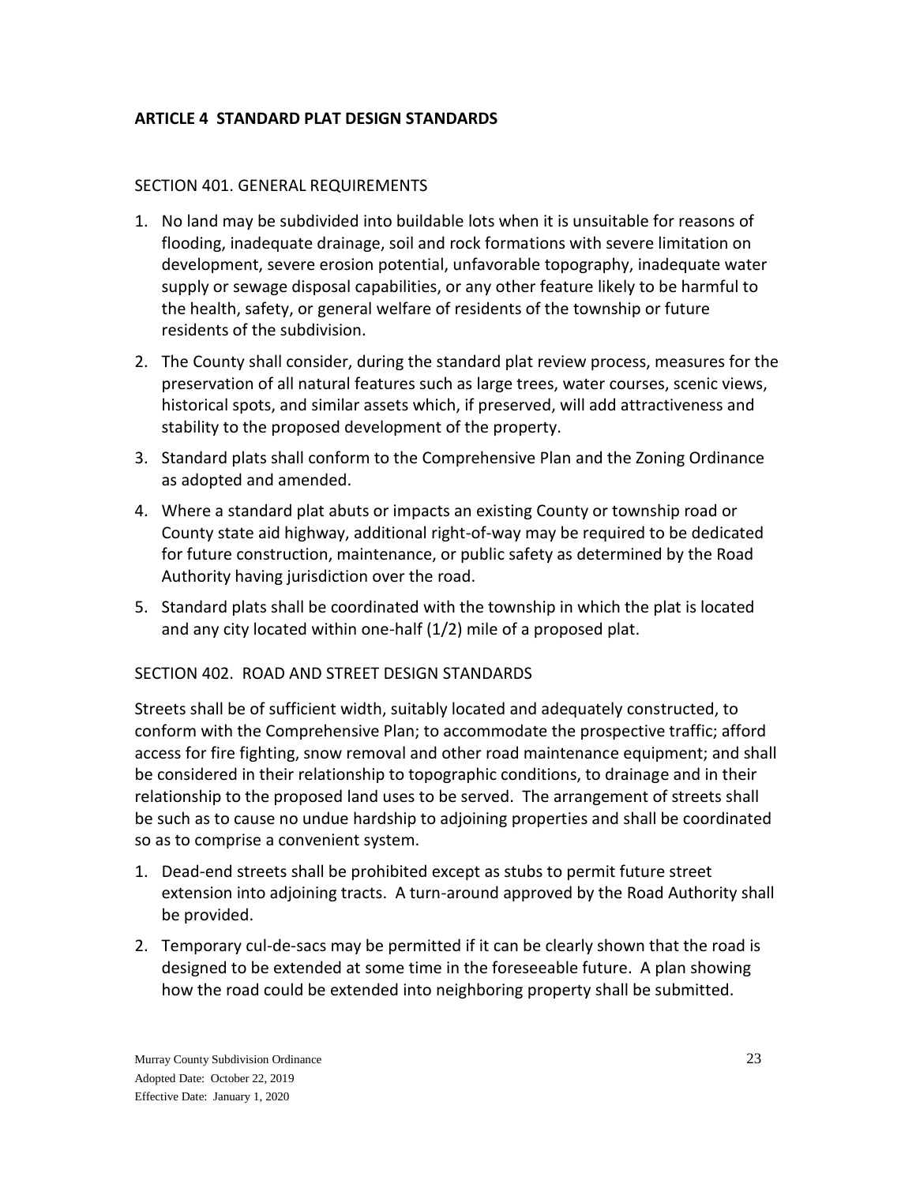## ARTICLE 4 STANDARD PLAT DESIGN STANDARDS

### SECTION 401. GENERAL REQUIREMENTS

1. No land may be subdivided into buildable lots when it is unsuitable for reasons of flooding, inadequate drainage, soil and rock formations with severe limitation on development, severe erosion potential, unfavorable topography, inadequate water supply or sewage disposal capabilities, or any other feature likely to be harmful to the health, safety, or general welfare of residents of the township or future residents of the subdivision.
2. The County shall consider, during the standard plat review process, measures for the preservation of all natural features such as large trees, water courses, scenic views, historical spots, and similar assets which, if preserved, will add attractiveness and stability to the proposed development of the property.
3. Standard plats shall conform to the Comprehensive Plan and the Zoning Ordinance as adopted and amended.
4. Where a standard plat abuts or impacts an existing County or township road or County state aid highway, additional right-of-way may be required to be dedicated for future construction, maintenance, or public safety as determined by the Road Authority having jurisdiction over the road.
5. Standard plats shall be coordinated with the township in which the plat is located and any city located within one-half (1/2) mile of a proposed plat.

### SECTION 402. ROAD AND STREET DESIGN STANDARDS

Streets shall be of sufficient width, suitably located and adequately constructed, to conform with the Comprehensive Plan; to accommodate the prospective traffic; afford access for fire fighting, snow removal and other road maintenance equipment; and shall be considered in their relationship to topographic conditions, to drainage and in their relationship to the proposed land uses to be served. The arrangement of streets shall be such as to cause no undue hardship to adjoining properties and shall be coordinated so as to comprise a convenient system.

1. Dead-end streets shall be prohibited except as stubs to permit future street extension into adjoining tracts. A turn-around approved by the Road Authority shall be provided.
2. Temporary cul-de-sacs may be permitted if it can be clearly shown that the road is designed to be extended at some time in the foreseeable future. A plan showing how the road could be extended into neighboring property shall be submitted.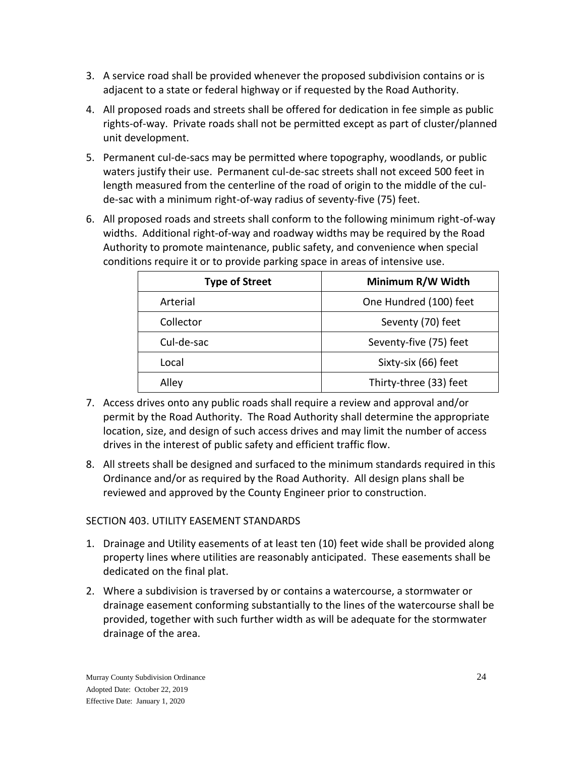3. A service road shall be provided whenever the proposed subdivision contains or is adjacent to a state or federal highway or if requested by the Road Authority.
4. All proposed roads and streets shall be offered for dedication in fee simple as public rights-of-way. Private roads shall not be permitted except as part of cluster/planned unit development.
5. Permanent cul-de-sacs may be permitted where topography, woodlands, or public waters justify their use. Permanent cul-de-sac streets shall not exceed 500 feet in length measured from the centerline of the road of origin to the middle of the cul-de-sac with a minimum right-of-way radius of seventy-five (75) feet.
6. All proposed roads and streets shall conform to the following minimum right-of-way widths. Additional right-of-way and roadway widths may be required by the Road Authority to promote maintenance, public safety, and convenience when special conditions require it or to provide parking space in areas of intensive use.

| Type of Street | Minimum R/W Width |
|---|---|
| Arterial | One Hundred (100) feet |
| Collector | Seventy (70) feet |
| Cul-de-sac | Seventy-five (75) feet |
| Local | Sixty-six (66) feet |
| Alley | Thirty-three (33) feet |

7. Access drives onto any public roads shall require a review and approval and/or permit by the Road Authority. The Road Authority shall determine the appropriate location, size, and design of such access drives and may limit the number of access drives in the interest of public safety and efficient traffic flow.
8. All streets shall be designed and surfaced to the minimum standards required in this Ordinance and/or as required by the Road Authority. All design plans shall be reviewed and approved by the County Engineer prior to construction.

## SECTION 403. UTILITY EASEMENT STANDARDS

1. Drainage and Utility easements of at least ten (10) feet wide shall be provided along property lines where utilities are reasonably anticipated. These easements shall be dedicated on the final plat.
2. Where a subdivision is traversed by or contains a watercourse, a stormwater or drainage easement conforming substantially to the lines of the watercourse shall be provided, together with such further width as will be adequate for the stormwater drainage of the area.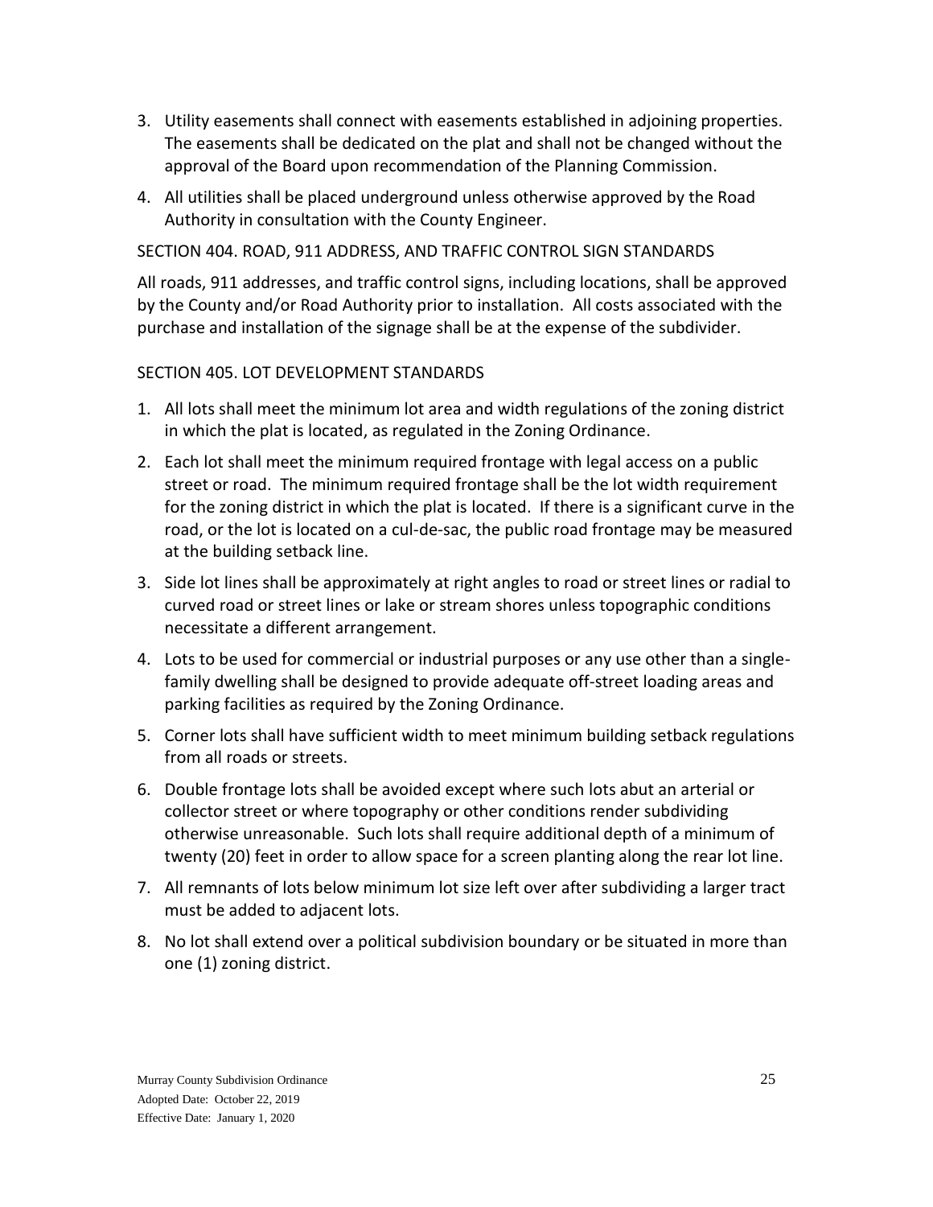3. Utility easements shall connect with easements established in adjoining properties. The easements shall be dedicated on the plat and shall not be changed without the approval of the Board upon recommendation of the Planning Commission.
4. All utilities shall be placed underground unless otherwise approved by the Road Authority in consultation with the County Engineer.

## SECTION 404. ROAD, 911 ADDRESS, AND TRAFFIC CONTROL SIGN STANDARDS

All roads, 911 addresses, and traffic control signs, including locations, shall be approved by the County and/or Road Authority prior to installation. All costs associated with the purchase and installation of the signage shall be at the expense of the subdivider.

## SECTION 405. LOT DEVELOPMENT STANDARDS

1. All lots shall meet the minimum lot area and width regulations of the zoning district in which the plat is located, as regulated in the Zoning Ordinance.
2. Each lot shall meet the minimum required frontage with legal access on a public street or road. The minimum required frontage shall be the lot width requirement for the zoning district in which the plat is located. If there is a significant curve in the road, or the lot is located on a cul-de-sac, the public road frontage may be measured at the building setback line.
3. Side lot lines shall be approximately at right angles to road or street lines or radial to curved road or street lines or lake or stream shores unless topographic conditions necessitate a different arrangement.
4. Lots to be used for commercial or industrial purposes or any use other than a single-family dwelling shall be designed to provide adequate off-street loading areas and parking facilities as required by the Zoning Ordinance.
5. Corner lots shall have sufficient width to meet minimum building setback regulations from all roads or streets.
6. Double frontage lots shall be avoided except where such lots abut an arterial or collector street or where topography or other conditions render subdividing otherwise unreasonable. Such lots shall require additional depth of a minimum of twenty (20) feet in order to allow space for a screen planting along the rear lot line.
7. All remnants of lots below minimum lot size left over after subdividing a larger tract must be added to adjacent lots.
8. No lot shall extend over a political subdivision boundary or be situated in more than one (1) zoning district.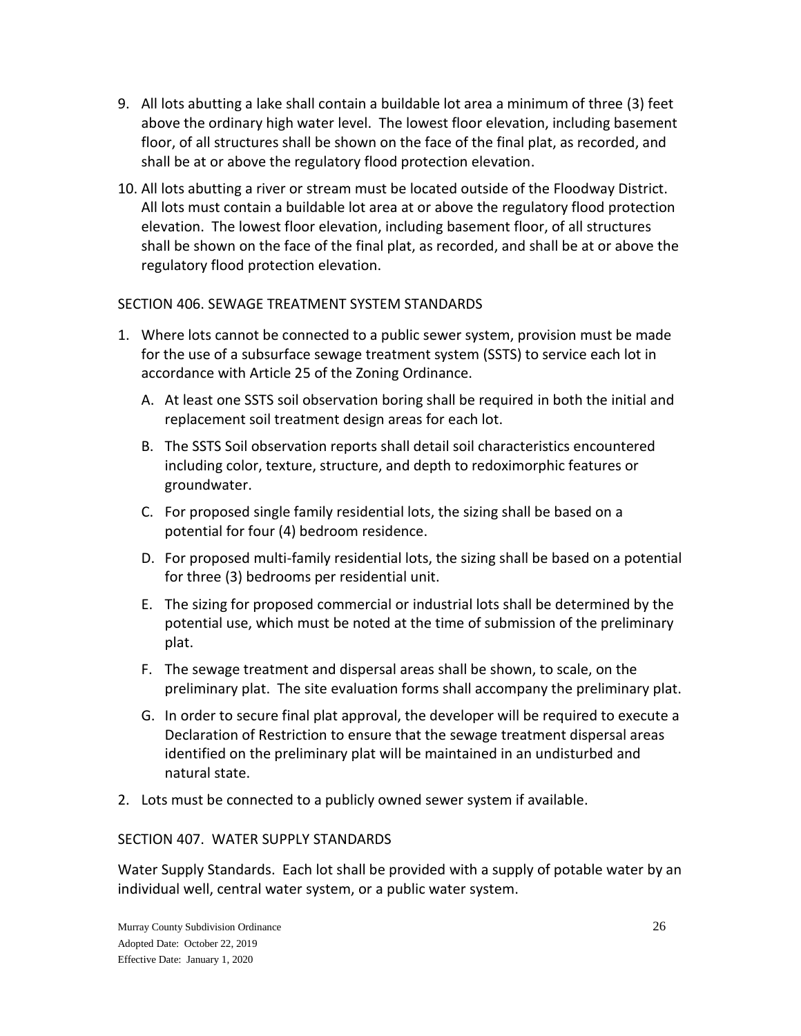9. All lots abutting a lake shall contain a buildable lot area a minimum of three (3) feet above the ordinary high water level. The lowest floor elevation, including basement floor, of all structures shall be shown on the face of the final plat, as recorded, and shall be at or above the regulatory flood protection elevation.
10. All lots abutting a river or stream must be located outside of the Floodway District. All lots must contain a buildable lot area at or above the regulatory flood protection elevation. The lowest floor elevation, including basement floor, of all structures shall be shown on the face of the final plat, as recorded, and shall be at or above the regulatory flood protection elevation.

## SECTION 406. SEWAGE TREATMENT SYSTEM STANDARDS

1. Where lots cannot be connected to a public sewer system, provision must be made for the use of a subsurface sewage treatment system (SSTS) to service each lot in accordance with Article 25 of the Zoning Ordinance.
   - A. At least one SSTS soil observation boring shall be required in both the initial and replacement soil treatment design areas for each lot.
   - B. The SSTS Soil observation reports shall detail soil characteristics encountered including color, texture, structure, and depth to redoximorphic features or groundwater.
   - C. For proposed single family residential lots, the sizing shall be based on a potential for four (4) bedroom residence.
   - D. For proposed multi-family residential lots, the sizing shall be based on a potential for three (3) bedrooms per residential unit.
   - E. The sizing for proposed commercial or industrial lots shall be determined by the potential use, which must be noted at the time of submission of the preliminary plat.
   - F. The sewage treatment and dispersal areas shall be shown, to scale, on the preliminary plat. The site evaluation forms shall accompany the preliminary plat.
   - G. In order to secure final plat approval, the developer will be required to execute a Declaration of Restriction to ensure that the sewage treatment dispersal areas identified on the preliminary plat will be maintained in an undisturbed and natural state.
2. Lots must be connected to a publicly owned sewer system if available.

## SECTION 407. WATER SUPPLY STANDARDS

Water Supply Standards. Each lot shall be provided with a supply of potable water by an individual well, central water system, or a public water system.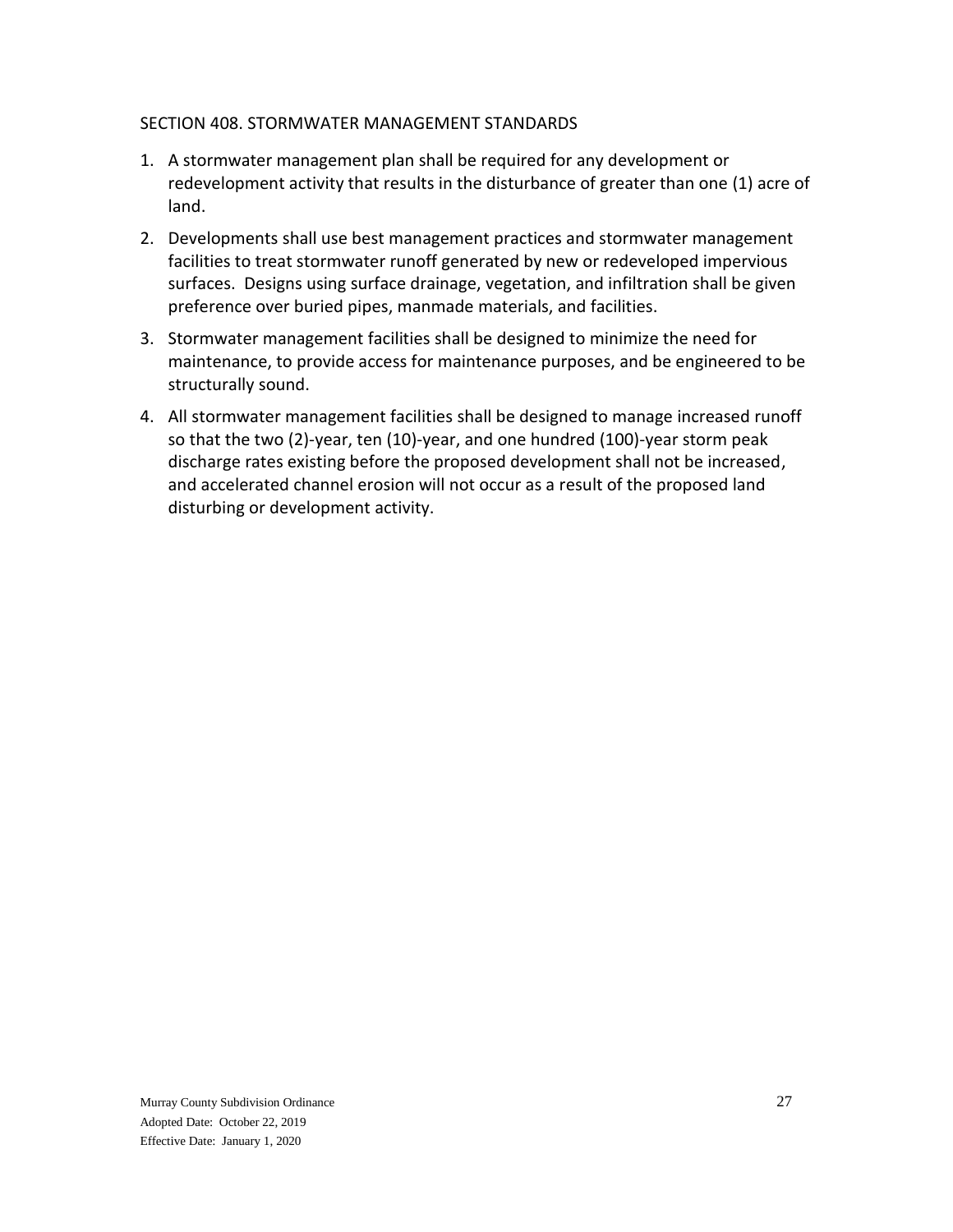## SECTION 408. STORMWATER MANAGEMENT STANDARDS

1. A stormwater management plan shall be required for any development or redevelopment activity that results in the disturbance of greater than one (1) acre of land.
2. Developments shall use best management practices and stormwater management facilities to treat stormwater runoff generated by new or redeveloped impervious surfaces. Designs using surface drainage, vegetation, and infiltration shall be given preference over buried pipes, manmade materials, and facilities.
3. Stormwater management facilities shall be designed to minimize the need for maintenance, to provide access for maintenance purposes, and be engineered to be structurally sound.
4. All stormwater management facilities shall be designed to manage increased runoff so that the two (2)-year, ten (10)-year, and one hundred (100)-year storm peak discharge rates existing before the proposed development shall not be increased, and accelerated channel erosion will not occur as a result of the proposed land disturbing or development activity.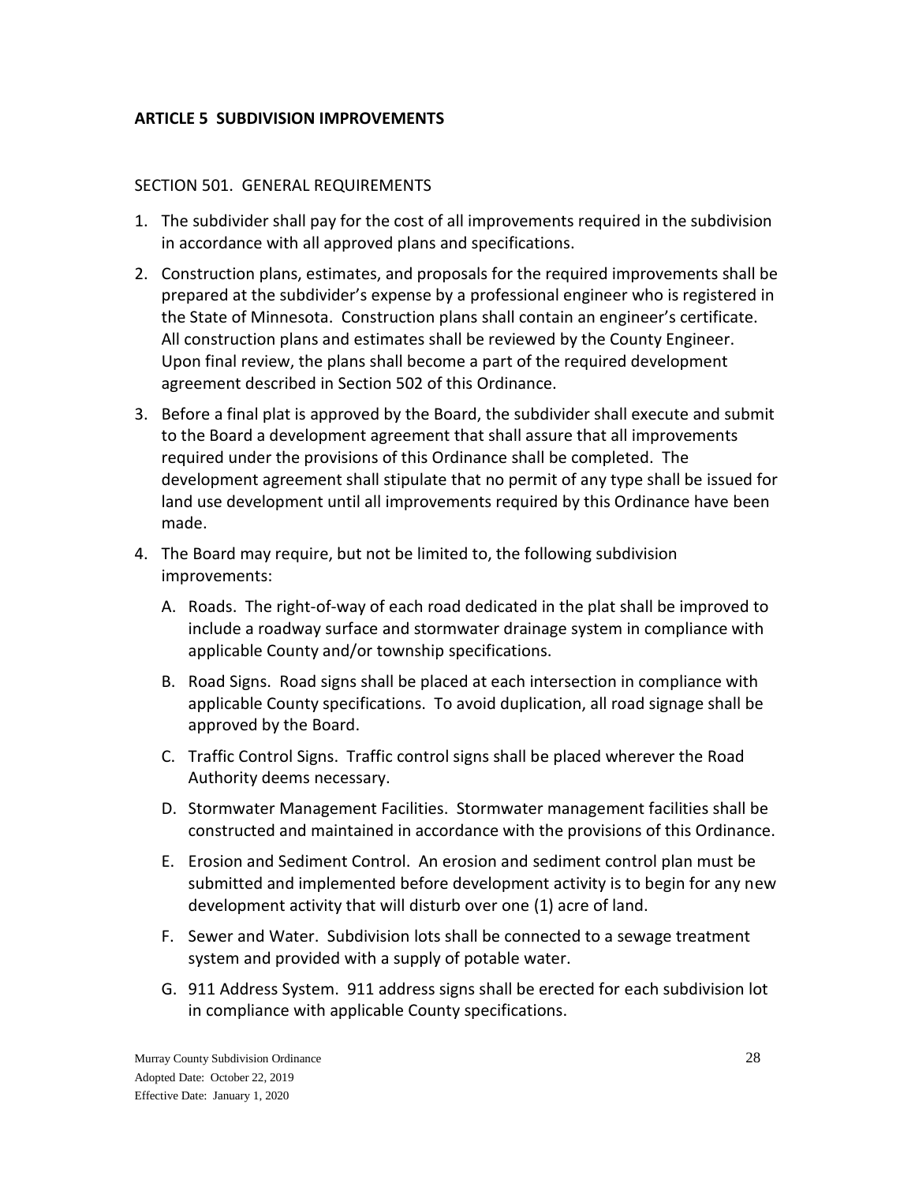## ARTICLE 5 SUBDIVISION IMPROVEMENTS

### SECTION 501. GENERAL REQUIREMENTS

1. The subdivider shall pay for the cost of all improvements required in the subdivision in accordance with all approved plans and specifications.
2. Construction plans, estimates, and proposals for the required improvements shall be prepared at the subdivider's expense by a professional engineer who is registered in the State of Minnesota. Construction plans shall contain an engineer's certificate. All construction plans and estimates shall be reviewed by the County Engineer. Upon final review, the plans shall become a part of the required development agreement described in Section 502 of this Ordinance.
3. Before a final plat is approved by the Board, the subdivider shall execute and submit to the Board a development agreement that shall assure that all improvements required under the provisions of this Ordinance shall be completed. The development agreement shall stipulate that no permit of any type shall be issued for land use development until all improvements required by this Ordinance have been made.
4. The Board may require, but not be limited to, the following subdivision improvements:
   - A. Roads. The right-of-way of each road dedicated in the plat shall be improved to include a roadway surface and stormwater drainage system in compliance with applicable County and/or township specifications.
   - B. Road Signs. Road signs shall be placed at each intersection in compliance with applicable County specifications. To avoid duplication, all road signage shall be approved by the Board.
   - C. Traffic Control Signs. Traffic control signs shall be placed wherever the Road Authority deems necessary.
   - D. Stormwater Management Facilities. Stormwater management facilities shall be constructed and maintained in accordance with the provisions of this Ordinance.
   - E. Erosion and Sediment Control. An erosion and sediment control plan must be submitted and implemented before development activity is to begin for any new development activity that will disturb over one (1) acre of land.
   - F. Sewer and Water. Subdivision lots shall be connected to a sewage treatment system and provided with a supply of potable water.
   - G. 911 Address System. 911 address signs shall be erected for each subdivision lot in compliance with applicable County specifications.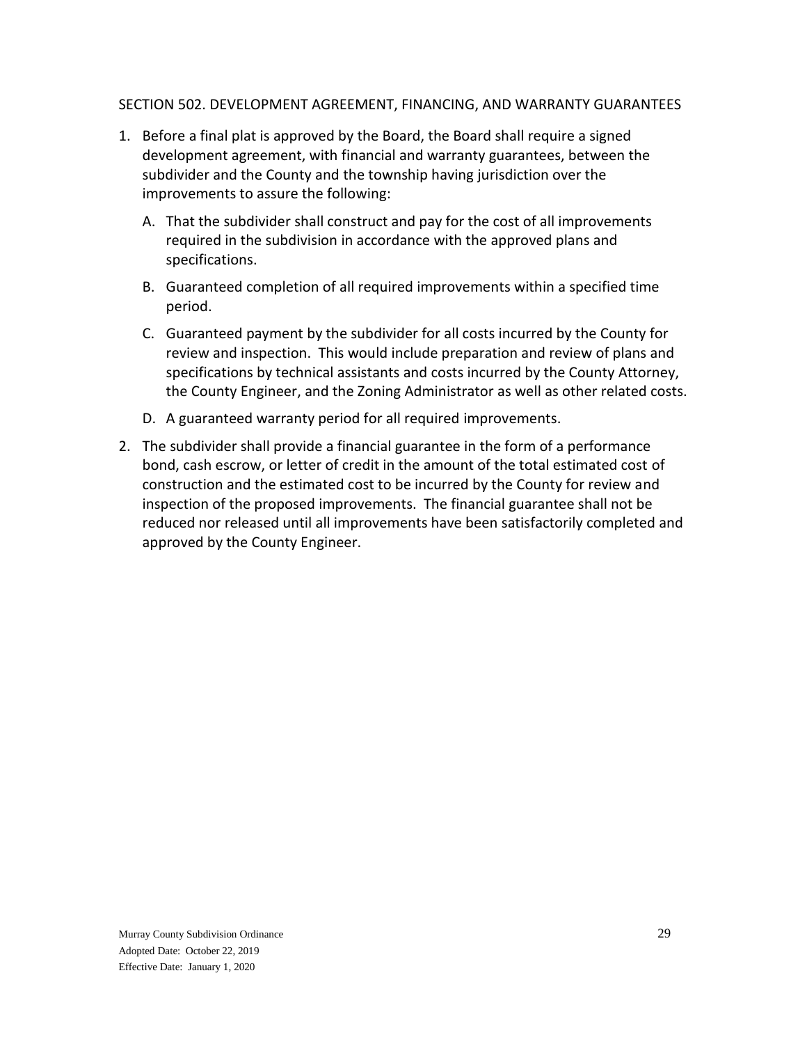## SECTION 502. DEVELOPMENT AGREEMENT, FINANCING, AND WARRANTY GUARANTEES

1. Before a final plat is approved by the Board, the Board shall require a signed development agreement, with financial and warranty guarantees, between the subdivider and the County and the township having jurisdiction over the improvements to assure the following:

   A. That the subdivider shall construct and pay for the cost of all improvements required in the subdivision in accordance with the approved plans and specifications.

   B. Guaranteed completion of all required improvements within a specified time period.

   C. Guaranteed payment by the subdivider for all costs incurred by the County for review and inspection. This would include preparation and review of plans and specifications by technical assistants and costs incurred by the County Attorney, the County Engineer, and the Zoning Administrator as well as other related costs.

   D. A guaranteed warranty period for all required improvements.

2. The subdivider shall provide a financial guarantee in the form of a performance bond, cash escrow, or letter of credit in the amount of the total estimated cost of construction and the estimated cost to be incurred by the County for review and inspection of the proposed improvements. The financial guarantee shall not be reduced nor released until all improvements have been satisfactorily completed and approved by the County Engineer.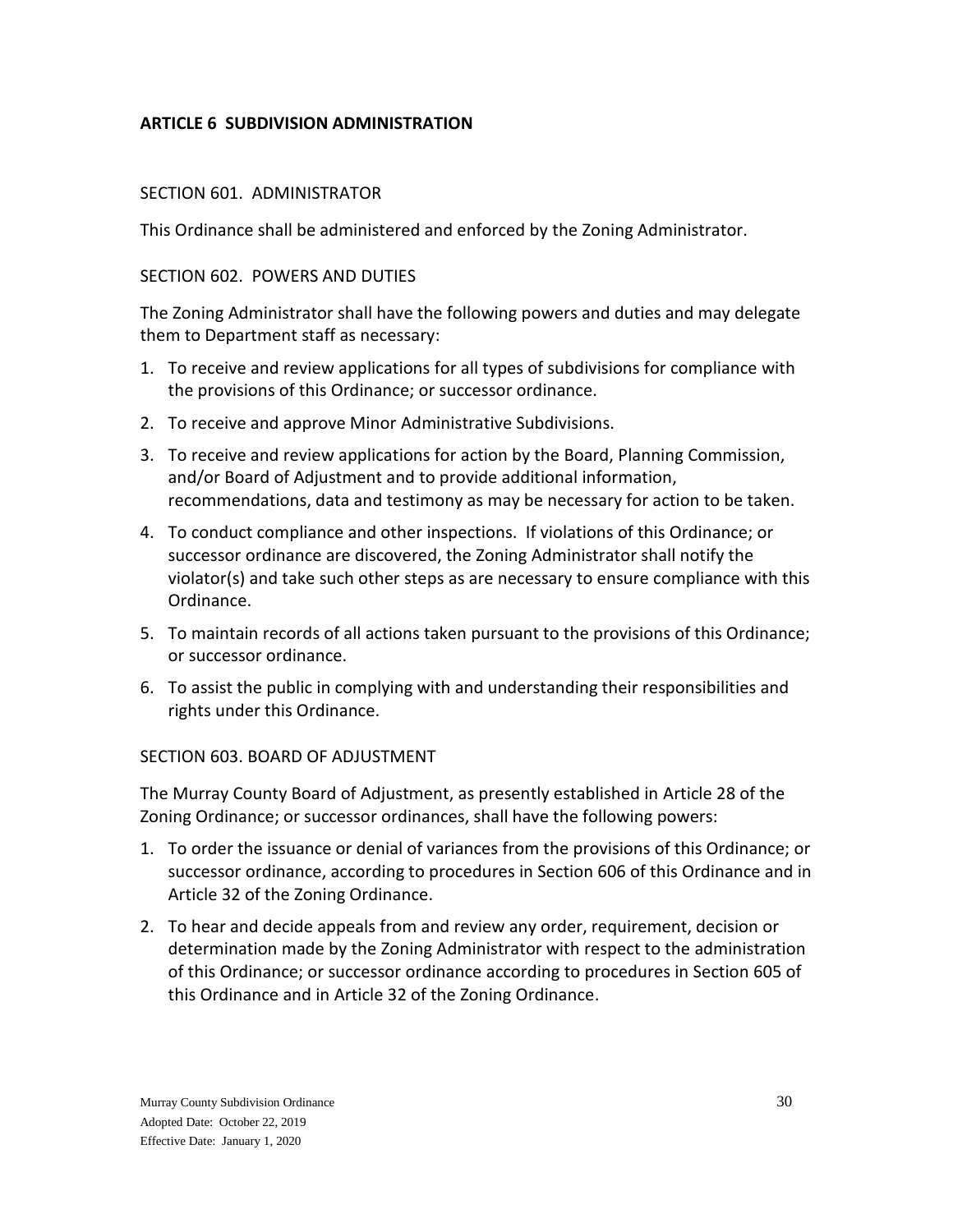## ARTICLE 6 SUBDIVISION ADMINISTRATION

### SECTION 601. ADMINISTRATOR

This Ordinance shall be administered and enforced by the Zoning Administrator.

### SECTION 602. POWERS AND DUTIES

The Zoning Administrator shall have the following powers and duties and may delegate them to Department staff as necessary:

1. To receive and review applications for all types of subdivisions for compliance with the provisions of this Ordinance; or successor ordinance.
2. To receive and approve Minor Administrative Subdivisions.
3. To receive and review applications for action by the Board, Planning Commission, and/or Board of Adjustment and to provide additional information, recommendations, data and testimony as may be necessary for action to be taken.
4. To conduct compliance and other inspections. If violations of this Ordinance; or successor ordinance are discovered, the Zoning Administrator shall notify the violator(s) and take such other steps as are necessary to ensure compliance with this Ordinance.
5. To maintain records of all actions taken pursuant to the provisions of this Ordinance; or successor ordinance.
6. To assist the public in complying with and understanding their responsibilities and rights under this Ordinance.

### SECTION 603. BOARD OF ADJUSTMENT

The Murray County Board of Adjustment, as presently established in Article 28 of the Zoning Ordinance; or successor ordinances, shall have the following powers:

1. To order the issuance or denial of variances from the provisions of this Ordinance; or successor ordinance, according to procedures in Section 606 of this Ordinance and in Article 32 of the Zoning Ordinance.
2. To hear and decide appeals from and review any order, requirement, decision or determination made by the Zoning Administrator with respect to the administration of this Ordinance; or successor ordinance according to procedures in Section 605 of this Ordinance and in Article 32 of the Zoning Ordinance.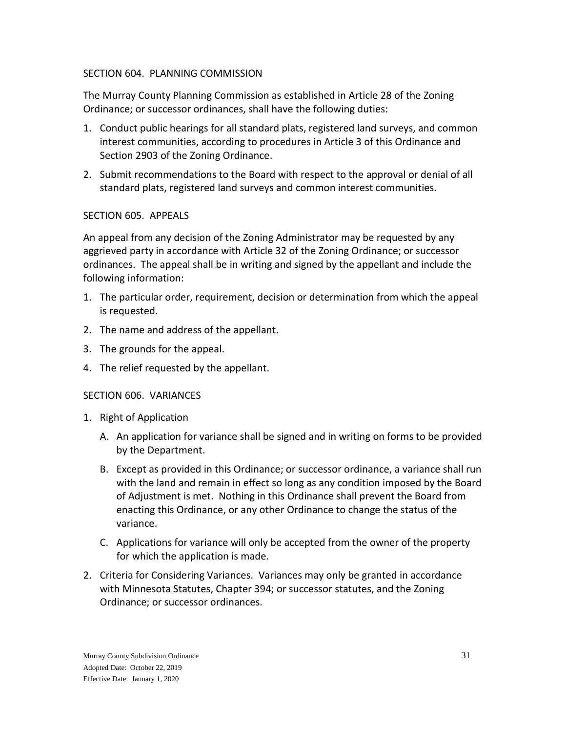## SECTION 604. PLANNING COMMISSION

The Murray County Planning Commission as established in Article 28 of the Zoning Ordinance; or successor ordinances, shall have the following duties:

1. Conduct public hearings for all standard plats, registered land surveys, and common interest communities, according to procedures in Article 3 of this Ordinance and Section 2903 of the Zoning Ordinance.
2. Submit recommendations to the Board with respect to the approval or denial of all standard plats, registered land surveys and common interest communities.

## SECTION 605. APPEALS

An appeal from any decision of the Zoning Administrator may be requested by any aggrieved party in accordance with Article 32 of the Zoning Ordinance; or successor ordinances. The appeal shall be in writing and signed by the appellant and include the following information:

1. The particular order, requirement, decision or determination from which the appeal is requested.
2. The name and address of the appellant.
3. The grounds for the appeal.
4. The relief requested by the appellant.

## SECTION 606. VARIANCES

1. Right of Application
   - A. An application for variance shall be signed and in writing on forms to be provided by the Department.
   - B. Except as provided in this Ordinance; or successor ordinance, a variance shall run with the land and remain in effect so long as any condition imposed by the Board of Adjustment is met. Nothing in this Ordinance shall prevent the Board from enacting this Ordinance, or any other Ordinance to change the status of the variance.
   - C. Applications for variance will only be accepted from the owner of the property for which the application is made.
2. Criteria for Considering Variances. Variances may only be granted in accordance with Minnesota Statutes, Chapter 394; or successor statutes, and the Zoning Ordinance; or successor ordinances.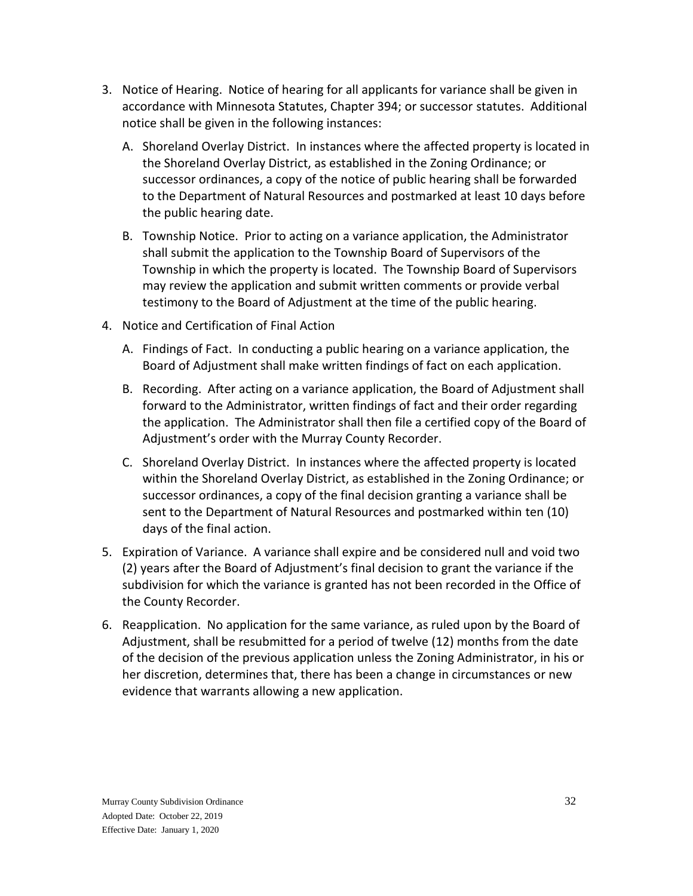3. Notice of Hearing. Notice of hearing for all applicants for variance shall be given in accordance with Minnesota Statutes, Chapter 394; or successor statutes. Additional notice shall be given in the following instances:

   A. Shoreland Overlay District. In instances where the affected property is located in the Shoreland Overlay District, as established in the Zoning Ordinance; or successor ordinances, a copy of the notice of public hearing shall be forwarded to the Department of Natural Resources and postmarked at least 10 days before the public hearing date.

   B. Township Notice. Prior to acting on a variance application, the Administrator shall submit the application to the Township Board of Supervisors of the Township in which the property is located. The Township Board of Supervisors may review the application and submit written comments or provide verbal testimony to the Board of Adjustment at the time of the public hearing.

4. Notice and Certification of Final Action

   A. Findings of Fact. In conducting a public hearing on a variance application, the Board of Adjustment shall make written findings of fact on each application.

   B. Recording. After acting on a variance application, the Board of Adjustment shall forward to the Administrator, written findings of fact and their order regarding the application. The Administrator shall then file a certified copy of the Board of Adjustment's order with the Murray County Recorder.

   C. Shoreland Overlay District. In instances where the affected property is located within the Shoreland Overlay District, as established in the Zoning Ordinance; or successor ordinances, a copy of the final decision granting a variance shall be sent to the Department of Natural Resources and postmarked within ten (10) days of the final action.

5. Expiration of Variance. A variance shall expire and be considered null and void two (2) years after the Board of Adjustment's final decision to grant the variance if the subdivision for which the variance is granted has not been recorded in the Office of the County Recorder.

6. Reapplication. No application for the same variance, as ruled upon by the Board of Adjustment, shall be resubmitted for a period of twelve (12) months from the date of the decision of the previous application unless the Zoning Administrator, in his or her discretion, determines that, there has been a change in circumstances or new evidence that warrants allowing a new application.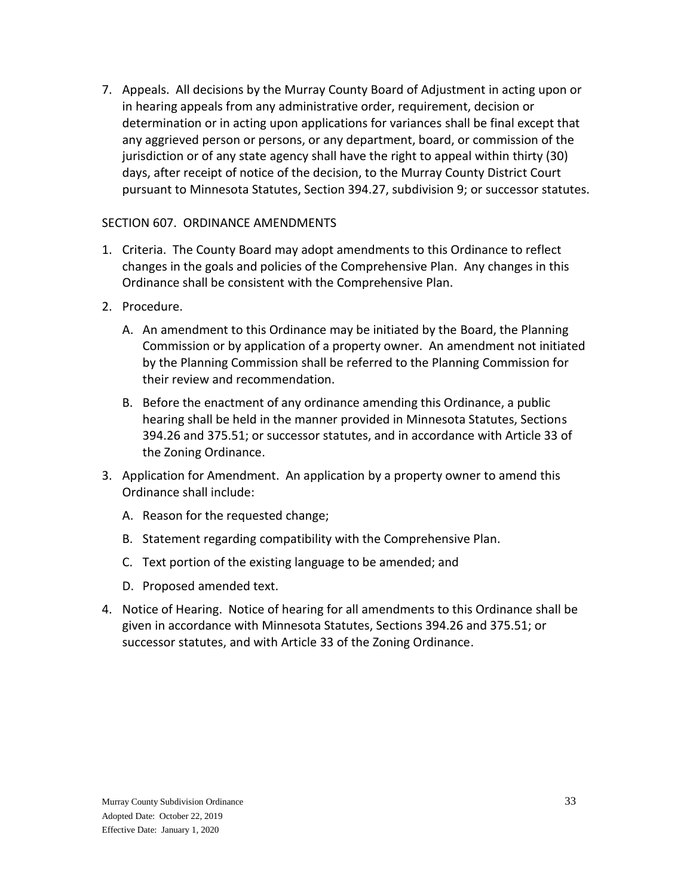7. Appeals. All decisions by the Murray County Board of Adjustment in acting upon or in hearing appeals from any administrative order, requirement, decision or determination or in acting upon applications for variances shall be final except that any aggrieved person or persons, or any department, board, or commission of the jurisdiction or of any state agency shall have the right to appeal within thirty (30) days, after receipt of notice of the decision, to the Murray County District Court pursuant to Minnesota Statutes, Section 394.27, subdivision 9; or successor statutes.

SECTION 607. ORDINANCE AMENDMENTS

1. Criteria. The County Board may adopt amendments to this Ordinance to reflect changes in the goals and policies of the Comprehensive Plan. Any changes in this Ordinance shall be consistent with the Comprehensive Plan.
2. Procedure.
   A. An amendment to this Ordinance may be initiated by the Board, the Planning Commission or by application of a property owner. An amendment not initiated by the Planning Commission shall be referred to the Planning Commission for their review and recommendation.
   B. Before the enactment of any ordinance amending this Ordinance, a public hearing shall be held in the manner provided in Minnesota Statutes, Sections 394.26 and 375.51; or successor statutes, and in accordance with Article 33 of the Zoning Ordinance.
3. Application for Amendment. An application by a property owner to amend this Ordinance shall include:
   A. Reason for the requested change;
   B. Statement regarding compatibility with the Comprehensive Plan.
   C. Text portion of the existing language to be amended; and
   D. Proposed amended text.
4. Notice of Hearing. Notice of hearing for all amendments to this Ordinance shall be given in accordance with Minnesota Statutes, Sections 394.26 and 375.51; or successor statutes, and with Article 33 of the Zoning Ordinance.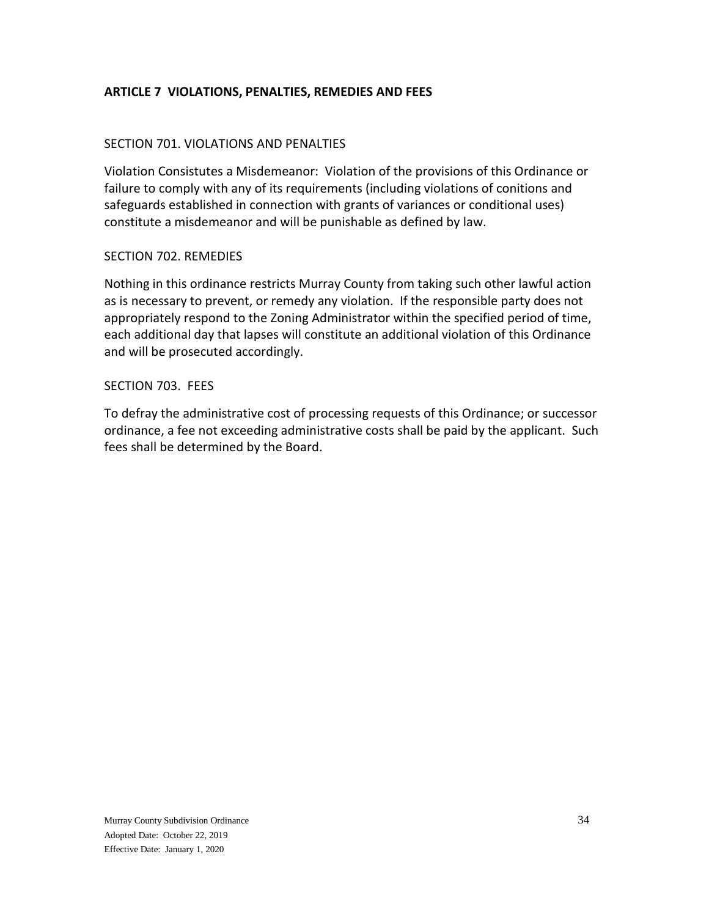## ARTICLE 7 VIOLATIONS, PENALTIES, REMEDIES AND FEES

### SECTION 701. VIOLATIONS AND PENALTIES

Violation Consistutes a Misdemeanor: Violation of the provisions of this Ordinance or failure to comply with any of its requirements (including violations of conitions and safeguards established in connection with grants of variances or conditional uses) constitute a misdemeanor and will be punishable as defined by law.

### SECTION 702. REMEDIES

Nothing in this ordinance restricts Murray County from taking such other lawful action as is necessary to prevent, or remedy any violation. If the responsible party does not appropriately respond to the Zoning Administrator within the specified period of time, each additional day that lapses will constitute an additional violation of this Ordinance and will be prosecuted accordingly.

### SECTION 703. FEES

To defray the administrative cost of processing requests of this Ordinance; or successor ordinance, a fee not exceeding administrative costs shall be paid by the applicant. Such fees shall be determined by the Board.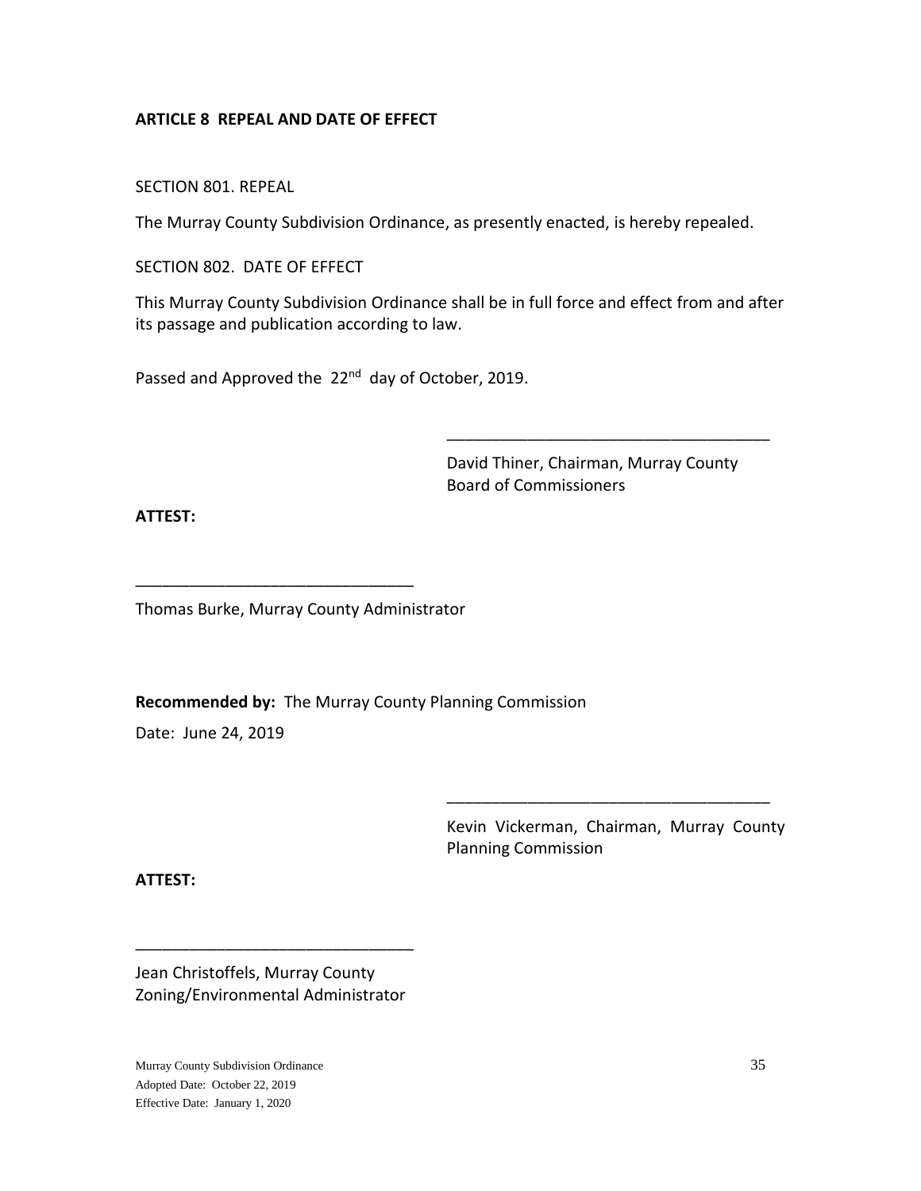**ARTICLE 8 REPEAL AND DATE OF EFFECT**

SECTION 801. REPEAL

The Murray County Subdivision Ordinance, as presently enacted, is hereby repealed.

SECTION 802. DATE OF EFFECT

This Murray County Subdivision Ordinance shall be in full force and effect from and after its passage and publication according to law.

Passed and Approved the 22nd day of October, 2019.

\_\_\_\_\_\_\_\_\_\_\_\_\_\_\_\_\_\_\_\_\_\_\_\_\_\_\_\_\_\_\_\_\_\_\_\_

David Thiner, Chairman, Murray County Board of Commissioners

**ATTEST:**

\_\_\_\_\_\_\_\_\_\_\_\_\_\_\_\_\_\_\_\_\_\_\_\_\_\_\_\_\_\_\_\_

Thomas Burke, Murray County Administrator

**Recommended by:** The Murray County Planning Commission

Date: June 24, 2019

\_\_\_\_\_\_\_\_\_\_\_\_\_\_\_\_\_\_\_\_\_\_\_\_\_\_\_\_\_\_\_\_\_\_\_\_

Kevin Vickerman, Chairman, Murray County Planning Commission

**ATTEST:**

\_\_\_\_\_\_\_\_\_\_\_\_\_\_\_\_\_\_\_\_\_\_\_\_\_\_\_\_\_\_\_\_

Jean Christoffels, Murray County Zoning/Environmental Administrator

Murray County Subdivision Ordinance
Adopted Date: October 22, 2019
Effective Date: January 1, 2020